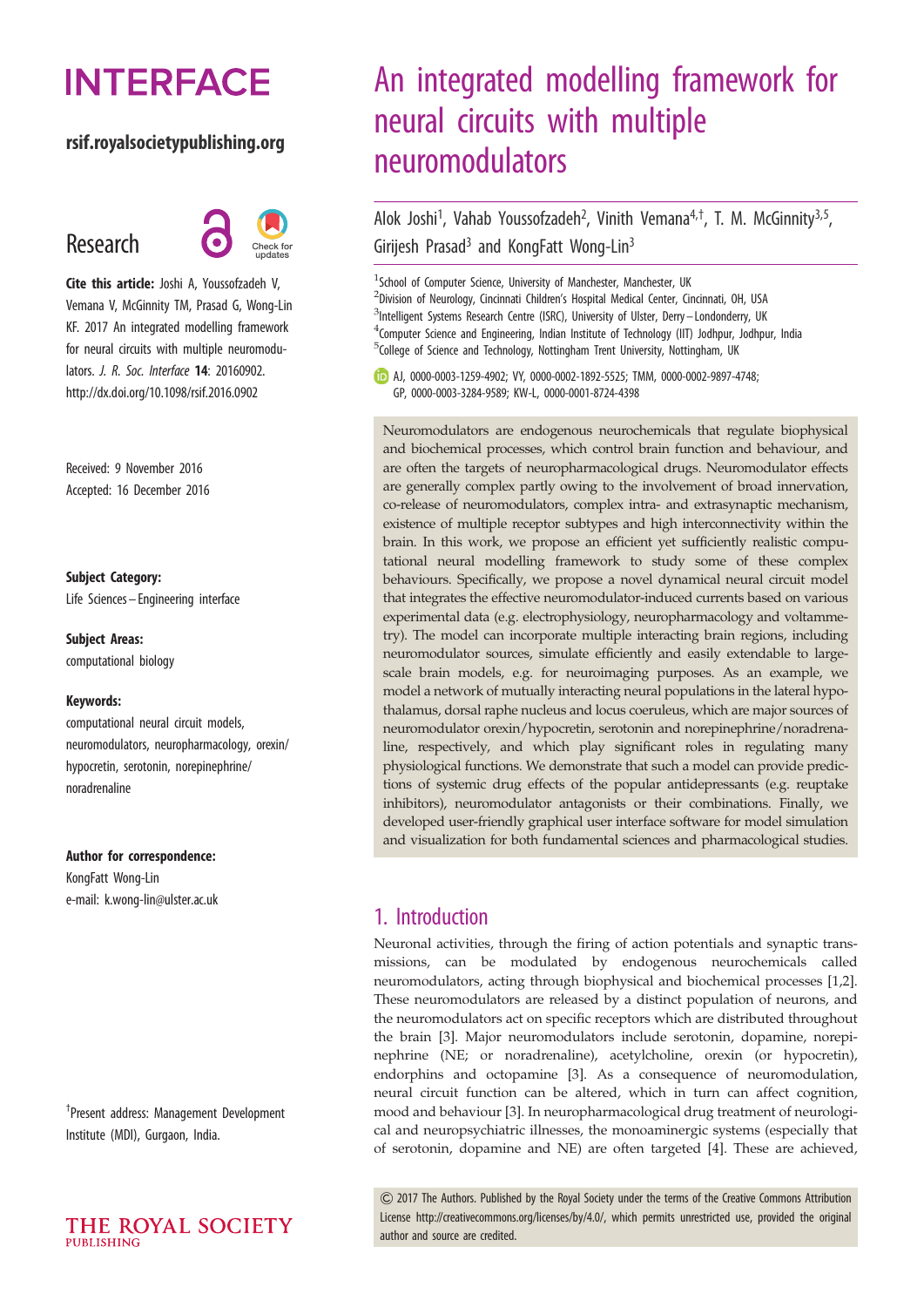# INTERFACE

**rsif.royalsocietypublishing.org**

## Research

**Cite this article:** Joshi A, Youssofzadeh V, Vemana V, McGinnity TM, Prasad G, Wong-Lin KF. 2017 An integrated modelling framework for neural circuits with multiple neuromodulators. *J. R. Soc. Interface* **14**: 20160902. http://dx.doi.org/10.1098/rsif.2016.0902

Received: 9 November 2016
Accepted: 16 December 2016

**Subject Category:**
Life Sciences – Engineering interface

**Subject Areas:**
computational biology

**Keywords:**
computational neural circuit models, neuromodulators, neuropharmacology, orexin/hypocretin, serotonin, norepinephrine/noradrenaline

**Author for correspondence:**
KongFatt Wong-Lin
e-mail: k.wong-lin@ulster.ac.uk

†Present address: Management Development Institute (MDI), Gurgaon, India.

# An integrated modelling framework for neural circuits with multiple neuromodulators

Alok Joshi[1], Vahab Youssofzadeh[2], Vinith Vemana[4,†], T. M. McGinnity[3,5], Girijesh Prasad[3] and KongFatt Wong-Lin[3]

[1]School of Computer Science, University of Manchester, Manchester, UK
[2]Division of Neurology, Cincinnati Children's Hospital Medical Center, Cincinnati, OH, USA
[3]Intelligent Systems Research Centre (ISRC), University of Ulster, Derry–Londonderry, UK
[4]Computer Science and Engineering, Indian Institute of Technology (IIT) Jodhpur, Jodhpur, India
[5]College of Science and Technology, Nottingham Trent University, Nottingham, UK

AJ, 0000-0003-1259-4902; VY, 0000-0002-1892-5525; TMM, 0000-0002-9897-4748; GP, 0000-0003-3284-9589; KW-L, 0000-0001-8724-4398

Neuromodulators are endogenous neurochemicals that regulate biophysical and biochemical processes, which control brain function and behaviour, and are often the targets of neuropharmacological drugs. Neuromodulator effects are generally complex partly owing to the involvement of broad innervation, co-release of neuromodulators, complex intra- and extrasynaptic mechanism, existence of multiple receptor subtypes and high interconnectivity within the brain. In this work, we propose an efficient yet sufficiently realistic computational neural modelling framework to study some of these complex behaviours. Specifically, we propose a novel dynamical neural circuit model that integrates the effective neuromodulator-induced currents based on various experimental data (e.g. electrophysiology, neuropharmacology and voltammetry). The model can incorporate multiple interacting brain regions, including neuromodulator sources, simulate efficiently and easily extendable to large-scale brain models, e.g. for neuroimaging purposes. As an example, we model a network of mutually interacting neural populations in the lateral hypothalamus, dorsal raphe nucleus and locus coeruleus, which are major sources of neuromodulator orexin/hypocretin, serotonin and norepinephrine/noradrenaline, respectively, and which play significant roles in regulating many physiological functions. We demonstrate that such a model can provide predictions of systemic drug effects of the popular antidepressants (e.g. reuptake inhibitors), neuromodulator antagonists or their combinations. Finally, we developed user-friendly graphical user interface software for model simulation and visualization for both fundamental sciences and pharmacological studies.

## 1. Introduction

Neuronal activities, through the firing of action potentials and synaptic transmissions, can be modulated by endogenous neurochemicals called neuromodulators, acting through biophysical and biochemical processes [1,2]. These neuromodulators are released by a distinct population of neurons, and the neuromodulators act on specific receptors which are distributed throughout the brain [3]. Major neuromodulators include serotonin, dopamine, norepinephrine (NE; or noradrenaline), acetylcholine, orexin (or hypocretin), endorphins and octopamine [3]. As a consequence of neuromodulation, neural circuit function can be altered, which in turn can affect cognition, mood and behaviour [3]. In neuropharmacological drug treatment of neurological and neuropsychiatric illnesses, the monoaminergic systems (especially that of serotonin, dopamine and NE) are often targeted [4]. These are achieved,

© 2017 The Authors. Published by the Royal Society under the terms of the Creative Commons Attribution License http://creativecommons.org/licenses/by/4.0/, which permits unrestricted use, provided the original author and source are credited.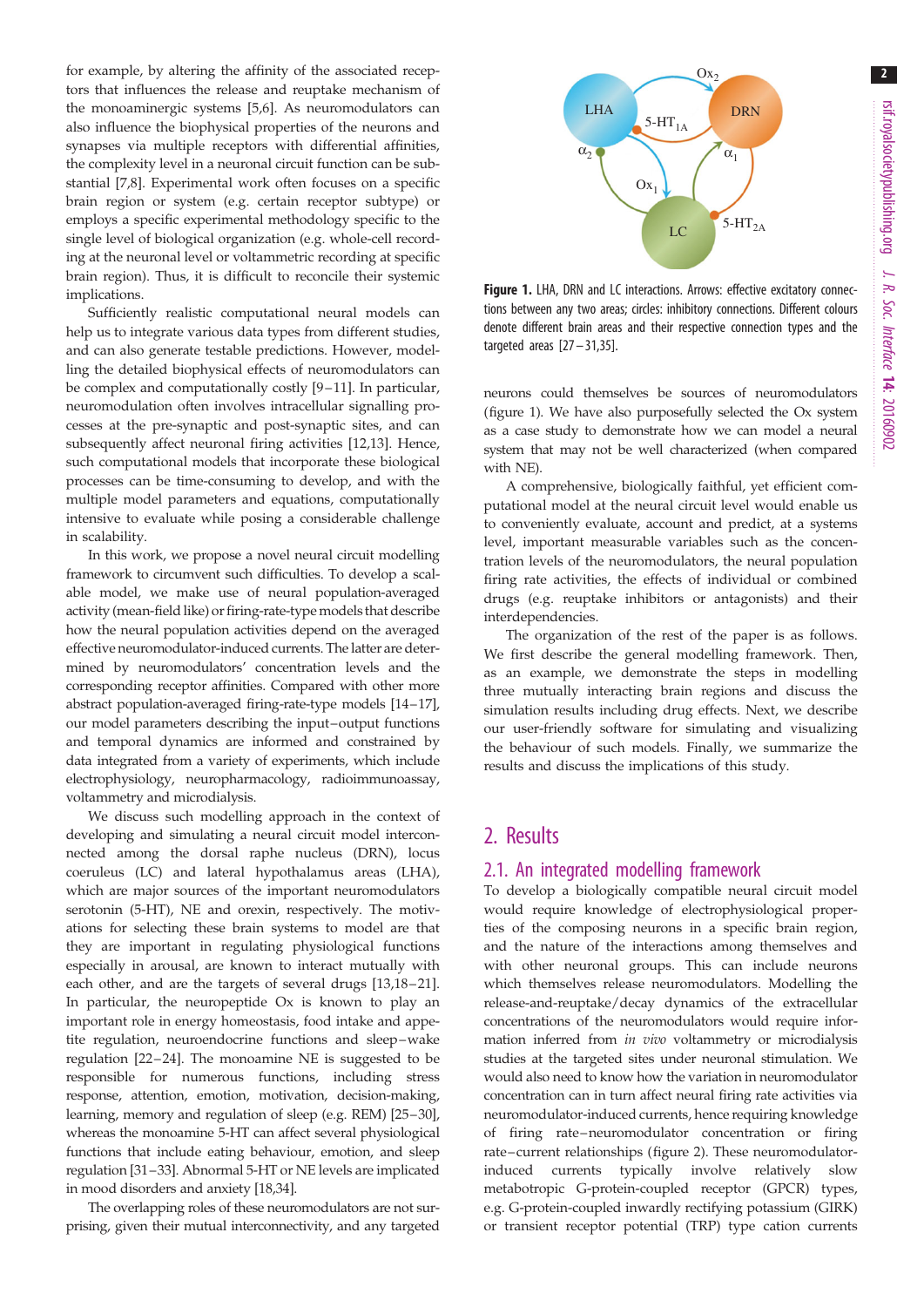for example, by altering the affinity of the associated receptors that influences the release and reuptake mechanism of the monoaminergic systems [5,6]. As neuromodulators can also influence the biophysical properties of the neurons and synapses via multiple receptors with differential affinities, the complexity level in a neuronal circuit function can be substantial [7,8]. Experimental work often focuses on a specific brain region or system (e.g. certain receptor subtype) or employs a specific experimental methodology specific to the single level of biological organization (e.g. whole-cell recording at the neuronal level or voltammetric recording at specific brain region). Thus, it is difficult to reconcile their systemic implications.

Sufficiently realistic computational neural models can help us to integrate various data types from different studies, and can also generate testable predictions. However, modelling the detailed biophysical effects of neuromodulators can be complex and computationally costly [9–11]. In particular, neuromodulation often involves intracellular signalling processes at the pre-synaptic and post-synaptic sites, and can subsequently affect neuronal firing activities [12,13]. Hence, such computational models that incorporate these biological processes can be time-consuming to develop, and with the multiple model parameters and equations, computationally intensive to evaluate while posing a considerable challenge in scalability.

In this work, we propose a novel neural circuit modelling framework to circumvent such difficulties. To develop a scalable model, we make use of neural population-averaged activity (mean-field like) or firing-rate-type models that describe how the neural population activities depend on the averaged effective neuromodulator-induced currents. The latter are determined by neuromodulators' concentration levels and the corresponding receptor affinities. Compared with other more abstract population-averaged firing-rate-type models [14–17], our model parameters describing the input–output functions and temporal dynamics are informed and constrained by data integrated from a variety of experiments, which include electrophysiology, neuropharmacology, radioimmunoassay, voltammetry and microdialysis.

We discuss such modelling approach in the context of developing and simulating a neural circuit model interconnected among the dorsal raphe nucleus (DRN), locus coeruleus (LC) and lateral hypothalamus areas (LHA), which are major sources of the important neuromodulators serotonin (5-HT), NE and orexin, respectively. The motivations for selecting these brain systems to model are that they are important in regulating physiological functions especially in arousal, are known to interact mutually with each other, and are the targets of several drugs [13,18–21]. In particular, the neuropeptide Ox is known to play an important role in energy homeostasis, food intake and appetite regulation, neuroendocrine functions and sleep–wake regulation [22–24]. The monoamine NE is suggested to be responsible for numerous functions, including stress response, attention, emotion, motivation, decision-making, learning, memory and regulation of sleep (e.g. REM) [25–30], whereas the monoamine 5-HT can affect several physiological functions that include eating behaviour, emotion, and sleep regulation [31–33]. Abnormal 5-HT or NE levels are implicated in mood disorders and anxiety [18,34].

The overlapping roles of these neuromodulators are not surprising, given their mutual interconnectivity, and any targeted neurons could themselves be sources of neuromodulators (figure 1). We have also purposefully selected the Ox system as a case study to demonstrate how we can model a neural system that may not be well characterized (when compared with NE).

**Figure 1.** LHA, DRN and LC interactions. Arrows: effective excitatory connections between any two areas; circles: inhibitory connections. Different colours denote different brain areas and their respective connection types and the targeted areas [27–31,35].

A comprehensive, biologically faithful, yet efficient computational model at the neural circuit level would enable us to conveniently evaluate, account and predict, at a systems level, important measurable variables such as the concentration levels of the neuromodulators, the neural population firing rate activities, the effects of individual or combined drugs (e.g. reuptake inhibitors or antagonists) and their interdependencies.

The organization of the rest of the paper is as follows. We first describe the general modelling framework. Then, as an example, we demonstrate the steps in modelling three mutually interacting brain regions and discuss the simulation results including drug effects. Next, we describe our user-friendly software for simulating and visualizing the behaviour of such models. Finally, we summarize the results and discuss the implications of this study.

## 2. Results

### 2.1. An integrated modelling framework

To develop a biologically compatible neural circuit model would require knowledge of electrophysiological properties of the composing neurons in a specific brain region, and the nature of the interactions among themselves and with other neuronal groups. This can include neurons which themselves release neuromodulators. Modelling the release-and-reuptake/decay dynamics of the extracellular concentrations of the neuromodulators would require information inferred from *in vivo* voltammetry or microdialysis studies at the targeted sites under neuronal stimulation. We would also need to know how the variation in neuromodulator concentration can in turn affect neural firing rate activities via neuromodulator-induced currents, hence requiring knowledge of firing rate–neuromodulator concentration or firing rate–current relationships (figure 2). These neuromodulator-induced currents typically involve relatively slow metabotropic G-protein-coupled receptor (GPCR) types, e.g. G-protein-coupled inwardly rectifying potassium (GIRK) or transient receptor potential (TRP) type cation currents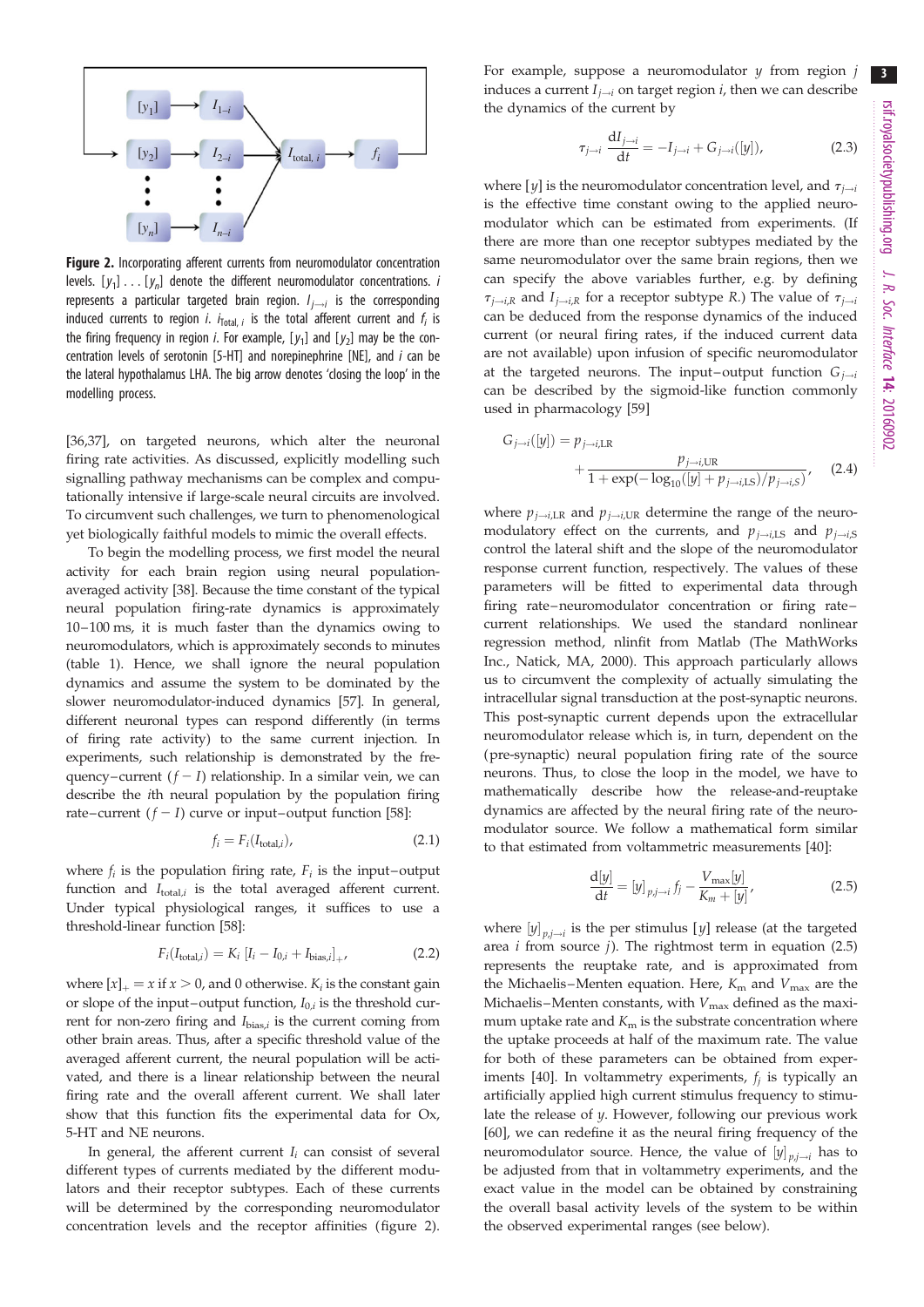**Figure 2.** Incorporating afferent currents from neuromodulator concentration levels. $[y_1] \ldots [y_n]$ denote the different neuromodulator concentrations. $i$ represents a particular targeted brain region. $I_{j \to i}$ is the corresponding induced currents to region $i$. $I_{\text{Total},i}$ is the total afferent current and $f_i$ is the firing frequency in region $i$. For example, $[y_1]$ and $[y_2]$ may be the concentration levels of serotonin [5-HT] and norepinephrine [NE], and $i$ can be the lateral hypothalamus LHA. The big arrow denotes 'closing the loop' in the modelling process.

[36,37], on targeted neurons, which alter the neuronal firing rate activities. As discussed, explicitly modelling such signalling pathway mechanisms can be complex and computationally intensive if large-scale neural circuits are involved. To circumvent such challenges, we turn to phenomenological yet biologically faithful models to mimic the overall effects.

To begin the modelling process, we first model the neural activity for each brain region using neural population-averaged activity [38]. Because the time constant of the typical neural population firing-rate dynamics is approximately 10–100 ms, it is much faster than the dynamics owing to neuromodulators, which is approximately seconds to minutes (table 1). Hence, we shall ignore the neural population dynamics and assume the system to be dominated by the slower neuromodulator-induced dynamics [57]. In general, different neuronal types can respond differently (in terms of firing rate activity) to the same current injection. In experiments, such relationship is demonstrated by the frequency–current ($f - I$) relationship. In a similar vein, we can describe the $i$th neural population by the population firing rate–current ($f - I$) curve or input–output function [58]:

$$f_i = F_i(I_{\text{total},i}), \tag{2.1}$$

where $f_i$ is the population firing rate, $F_i$ is the input–output function and $I_{\text{total},i}$ is the total averaged afferent current. Under typical physiological ranges, it suffices to use a threshold-linear function [58]:

$$F_i(I_{\text{total},i}) = K_i\,[I_i - I_{0,i} + I_{\text{bias},i}]_+, \tag{2.2}$$

where $[x]_+ = x$ if $x > 0$, and 0 otherwise. $K_i$ is the constant gain or slope of the input–output function, $I_{0,i}$ is the threshold current for non-zero firing and $I_{\text{bias},i}$ is the current coming from other brain areas. Thus, after a specific threshold value of the averaged afferent current, the neural population will be activated, and there is a linear relationship between the neural firing rate and the overall afferent current. We shall later show that this function fits the experimental data for Ox, 5-HT and NE neurons.

In general, the afferent current $I_i$ can consist of several different types of currents mediated by the different modulators and their receptor subtypes. Each of these currents will be determined by the corresponding neuromodulator concentration levels and the receptor affinities (figure 2). For example, suppose a neuromodulator $y$ from region $j$ induces a current $I_{j \to i}$ on target region $i$, then we can describe the dynamics of the current by

$$\tau_{j \to i}\,\frac{\mathrm{d}I_{j \to i}}{\mathrm{d}t} = -I_{j \to i} + G_{j \to i}([y]), \tag{2.3}$$

where $[y]$ is the neuromodulator concentration level, and $\tau_{j \to i}$ is the effective time constant owing to the applied neuromodulator which can be estimated from experiments. (If there are more than one receptor subtypes mediated by the same neuromodulator over the same brain regions, then we can specify the above variables further, e.g. by defining $\tau_{j \to i,R}$ and $I_{j \to i,R}$ for a receptor subtype $R$.) The value of $\tau_{j \to i}$ can be deduced from the response dynamics of the induced current (or neural firing rates, if the induced current data are not available) upon infusion of specific neuromodulator at the targeted neurons. The input–output function $G_{j \to i}$ can be described by the sigmoid-like function commonly used in pharmacology [59]

$$G_{j \to i}([y]) = p_{j \to i,\text{LR}} + \frac{p_{j \to i,\text{UR}}}{1 + \exp(-\log_{10}([y] + p_{j \to i,\text{LS}})/p_{j \to i,S})}, \tag{2.4}$$

where $p_{j \to i,\text{LR}}$ and $p_{j \to i,\text{UR}}$ determine the range of the neuromodulatory effect on the currents, and $p_{j \to i,\text{LS}}$ and $p_{j \to i,S}$ control the lateral shift and the slope of the neuromodulator response current function, respectively. The values of these parameters will be fitted to experimental data through firing rate–neuromodulator concentration or firing rate–current relationships. We used the standard nonlinear regression method, nlinfit from Matlab (The MathWorks Inc., Natick, MA, 2000). This approach particularly allows us to circumvent the complexity of actually simulating the intracellular signal transduction at the post-synaptic neurons. This post-synaptic current depends upon the extracellular neuromodulator release which is, in turn, dependent on the (pre-synaptic) neural population firing rate of the source neurons. Thus, to close the loop in the model, we have to mathematically describe how the release-and-reuptake dynamics are affected by the neural firing rate of the neuromodulator source. We follow a mathematical form similar to that estimated from voltammetric measurements [40]:

$$\frac{\mathrm{d}[y]}{\mathrm{d}t} = [y]_{p,j \to i}\,f_j - \frac{V_{\max}[y]}{K_m + [y]}, \tag{2.5}$$

where $[y]_{p,j \to i}$ is the per stimulus $[y]$ release (at the targeted area $i$ from source $j$). The rightmost term in equation (2.5) represents the reuptake rate, and is approximated from the Michaelis–Menten equation. Here, $K_m$ and $V_{\max}$ are the Michaelis–Menten constants, with $V_{\max}$ defined as the maximum uptake rate and $K_m$ is the substrate concentration where the uptake proceeds at half of the maximum rate. The value for both of these parameters can be obtained from experiments [40]. In voltammetry experiments, $f_j$ is typically an artificially applied high current stimulus frequency to stimulate the release of $y$. However, following our previous work [60], we can redefine it as the neural firing frequency of the neuromodulator source. Hence, the value of $[y]_{p,j \to i}$ has to be adjusted from that in voltammetry experiments, and the exact value in the model can be obtained by constraining the overall basal activity levels of the system to be within the observed experimental ranges (see below).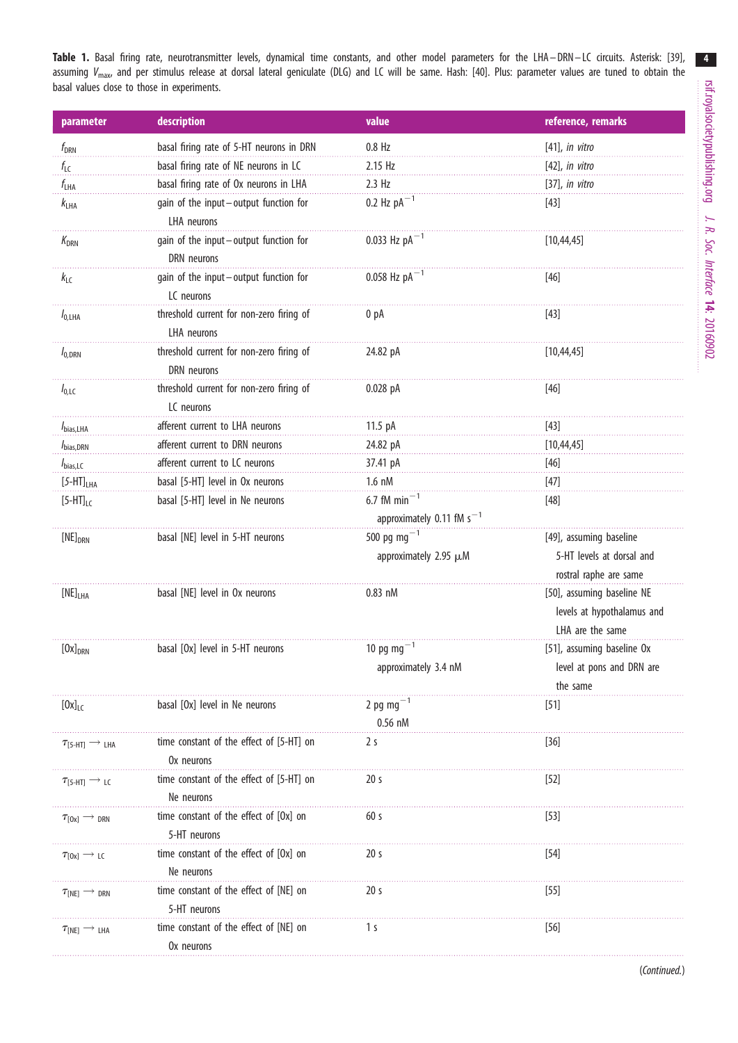**Table 1.** Basal firing rate, neurotransmitter levels, dynamical time constants, and other model parameters for the LHA–DRN–LC circuits. Asterisk: [39], assuming $V_{max}$, and per stimulus release at dorsal lateral geniculate (DLG) and LC will be same. Hash: [40]. Plus: parameter values are tuned to obtain the basal values close to those in experiments.

| parameter | description | value | reference, remarks |
|---|---|---|---|
| $f_{DRN}$ | basal firing rate of 5-HT neurons in DRN | 0.8 Hz | [41], *in vitro* |
| $f_{LC}$ | basal firing rate of NE neurons in LC | 2.15 Hz | [42], *in vitro* |
| $f_{LHA}$ | basal firing rate of Ox neurons in LHA | 2.3 Hz | [37], *in vitro* |
| $k_{LHA}$ | gain of the input–output function for LHA neurons | 0.2 Hz $pA^{-1}$ | [43] |
| $K_{DRN}$ | gain of the input–output function for DRN neurons | 0.033 Hz $pA^{-1}$ | [10,44,45] |
| $k_{LC}$ | gain of the input–output function for LC neurons | 0.058 Hz $pA^{-1}$ | [46] |
| $I_{0,LHA}$ | threshold current for non-zero firing of LHA neurons | 0 pA | [43] |
| $I_{0,DRN}$ | threshold current for non-zero firing of DRN neurons | 24.82 pA | [10,44,45] |
| $I_{0,LC}$ | threshold current for non-zero firing of LC neurons | 0.028 pA | [46] |
| $I_{bias,LHA}$ | afferent current to LHA neurons | 11.5 pA | [43] |
| $I_{bias,DRN}$ | afferent current to DRN neurons | 24.82 pA | [10,44,45] |
| $I_{bias,LC}$ | afferent current to LC neurons | 37.41 pA | [46] |
| $[5\text{-HT}]_{LHA}$ | basal [5-HT] level in Ox neurons | 1.6 nM | [47] |
| $[5\text{-HT}]_{LC}$ | basal [5-HT] level in Ne neurons | 6.7 fM $min^{-1}$ approximately 0.11 fM $s^{-1}$ | [48] |
| $[NE]_{DRN}$ | basal [NE] level in 5-HT neurons | 500 pg $mg^{-1}$ approximately 2.95 μM | [49], assuming baseline 5-HT levels at dorsal and rostral raphe are same |
| $[NE]_{LHA}$ | basal [NE] level in Ox neurons | 0.83 nM | [50], assuming baseline NE levels at hypothalamus and LHA are the same |
| $[Ox]_{DRN}$ | basal [Ox] level in 5-HT neurons | 10 pg $mg^{-1}$ approximately 3.4 nM | [51], assuming baseline Ox level at pons and DRN are the same |
| $[Ox]_{LC}$ | basal [Ox] level in Ne neurons | 2 pg $mg^{-1}$ 0.56 nM | [51] |
| $\tau_{[5\text{-HT}] \rightarrow LHA}$ | time constant of the effect of [5-HT] on Ox neurons | 2 s | [36] |
| $\tau_{[5\text{-HT}] \rightarrow LC}$ | time constant of the effect of [5-HT] on Ne neurons | 20 s | [52] |
| $\tau_{[Ox] \rightarrow DRN}$ | time constant of the effect of [Ox] on 5-HT neurons | 60 s | [53] |
| $\tau_{[Ox] \rightarrow LC}$ | time constant of the effect of [Ox] on Ne neurons | 20 s | [54] |
| $\tau_{[NE] \rightarrow DRN}$ | time constant of the effect of [NE] on 5-HT neurons | 20 s | [55] |
| $\tau_{[NE] \rightarrow LHA}$ | time constant of the effect of [NE] on Ox neurons | 1 s | [56] |

(*Continued*.)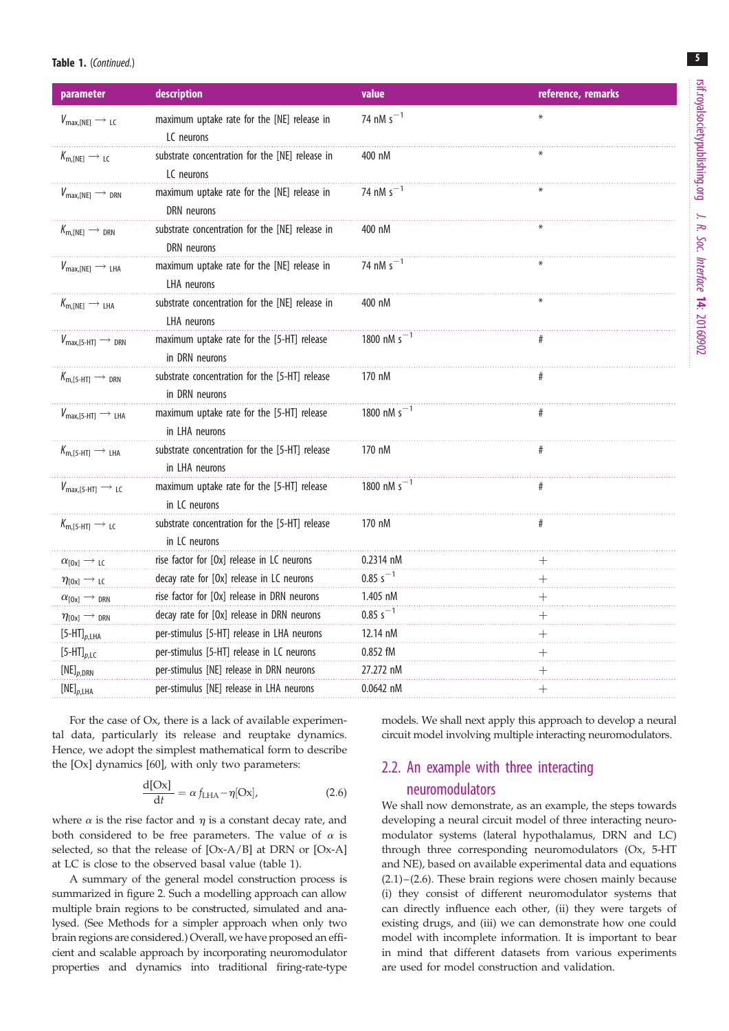Table 1. (*Continued*.)

| parameter | description | value | reference, remarks |
|---|---|---|---|
| $V_{\max,[\mathrm{NE}]\rightarrow\mathrm{LC}}$ | maximum uptake rate for the [NE] release in LC neurons | 74 nM $\mathrm{s}^{-1}$ | * |
| $K_{\mathrm{m},[\mathrm{NE}]\rightarrow\mathrm{LC}}$ | substrate concentration for the [NE] release in LC neurons | 400 nM | * |
| $V_{\max,[\mathrm{NE}]\rightarrow\mathrm{DRN}}$ | maximum uptake rate for the [NE] release in DRN neurons | 74 nM $\mathrm{s}^{-1}$ | * |
| $K_{\mathrm{m},[\mathrm{NE}]\rightarrow\mathrm{DRN}}$ | substrate concentration for the [NE] release in DRN neurons | 400 nM | * |
| $V_{\max,[\mathrm{NE}]\rightarrow\mathrm{LHA}}$ | maximum uptake rate for the [NE] release in LHA neurons | 74 nM $\mathrm{s}^{-1}$ | * |
| $K_{\mathrm{m},[\mathrm{NE}]\rightarrow\mathrm{LHA}}$ | substrate concentration for the [NE] release in LHA neurons | 400 nM | * |
| $V_{\max,[5\text{-HT}]\rightarrow\mathrm{DRN}}$ | maximum uptake rate for the [5-HT] release in DRN neurons | 1800 nM $\mathrm{s}^{-1}$ | # |
| $K_{\mathrm{m},[5\text{-HT}]\rightarrow\mathrm{DRN}}$ | substrate concentration for the [5-HT] release in DRN neurons | 170 nM | # |
| $V_{\max,[5\text{-HT}]\rightarrow\mathrm{LHA}}$ | maximum uptake rate for the [5-HT] release in LHA neurons | 1800 nM $\mathrm{s}^{-1}$ | # |
| $K_{\mathrm{m},[5\text{-HT}]\rightarrow\mathrm{LHA}}$ | substrate concentration for the [5-HT] release in LHA neurons | 170 nM | # |
| $V_{\max,[5\text{-HT}]\rightarrow\mathrm{LC}}$ | maximum uptake rate for the [5-HT] release in LC neurons | 1800 nM $\mathrm{s}^{-1}$ | # |
| $K_{\mathrm{m},[5\text{-HT}]\rightarrow\mathrm{LC}}$ | substrate concentration for the [5-HT] release in LC neurons | 170 nM | # |
| $\alpha_{[\mathrm{Ox}]\rightarrow\mathrm{LC}}$ | rise factor for [Ox] release in LC neurons | 0.2314 nM | + |
| $\eta_{[\mathrm{Ox}]\rightarrow\mathrm{LC}}$ | decay rate for [Ox] release in LC neurons | 0.85 $\mathrm{s}^{-1}$ | + |
| $\alpha_{[\mathrm{Ox}]\rightarrow\mathrm{DRN}}$ | rise factor for [Ox] release in DRN neurons | 1.405 nM | + |
| $\eta_{[\mathrm{Ox}]\rightarrow\mathrm{DRN}}$ | decay rate for [Ox] release in DRN neurons | 0.85 $\mathrm{s}^{-1}$ | + |
| $[5\text{-HT}]_{p,\mathrm{LHA}}$ | per-stimulus [5-HT] release in LHA neurons | 12.14 nM | + |
| $[5\text{-HT}]_{p,\mathrm{LC}}$ | per-stimulus [5-HT] release in LC neurons | 0.852 fM | + |
| $[\mathrm{NE}]_{p,\mathrm{DRN}}$ | per-stimulus [NE] release in DRN neurons | 27.272 nM | + |
| $[\mathrm{NE}]_{p,\mathrm{LHA}}$ | per-stimulus [NE] release in LHA neurons | 0.0642 nM | + |

For the case of Ox, there is a lack of available experimental data, particularly its release and reuptake dynamics. Hence, we adopt the simplest mathematical form to describe the [Ox] dynamics [60], with only two parameters:

$$\frac{\mathrm{d[Ox]}}{\mathrm{d}t} = \alpha f_{\mathrm{LHA}} - \eta[\mathrm{Ox}], \tag{2.6}$$

where $\alpha$ is the rise factor and $\eta$ is a constant decay rate, and both considered to be free parameters. The value of $\alpha$ is selected, so that the release of [Ox-A/B] at DRN or [Ox-A] at LC is close to the observed basal value (table 1).

A summary of the general model construction process is summarized in figure 2. Such a modelling approach can allow multiple brain regions to be constructed, simulated and analysed. (See Methods for a simpler approach when only two brain regions are considered.) Overall, we have proposed an efficient and scalable approach by incorporating neuromodulator properties and dynamics into traditional firing-rate-type models. We shall next apply this approach to develop a neural circuit model involving multiple interacting neuromodulators.

## 2.2. An example with three interacting neuromodulators

We shall now demonstrate, as an example, the steps towards developing a neural circuit model of three interacting neuromodulator systems (lateral hypothalamus, DRN and LC) through three corresponding neuromodulators (Ox, 5-HT and NE), based on available experimental data and equations (2.1)–(2.6). These brain regions were chosen mainly because (i) they consist of different neuromodulator systems that can directly influence each other, (ii) they are targets of existing drugs, and (iii) we can demonstrate how one could model with incomplete information. It is important to bear in mind that different datasets from various experiments are used for model construction and validation.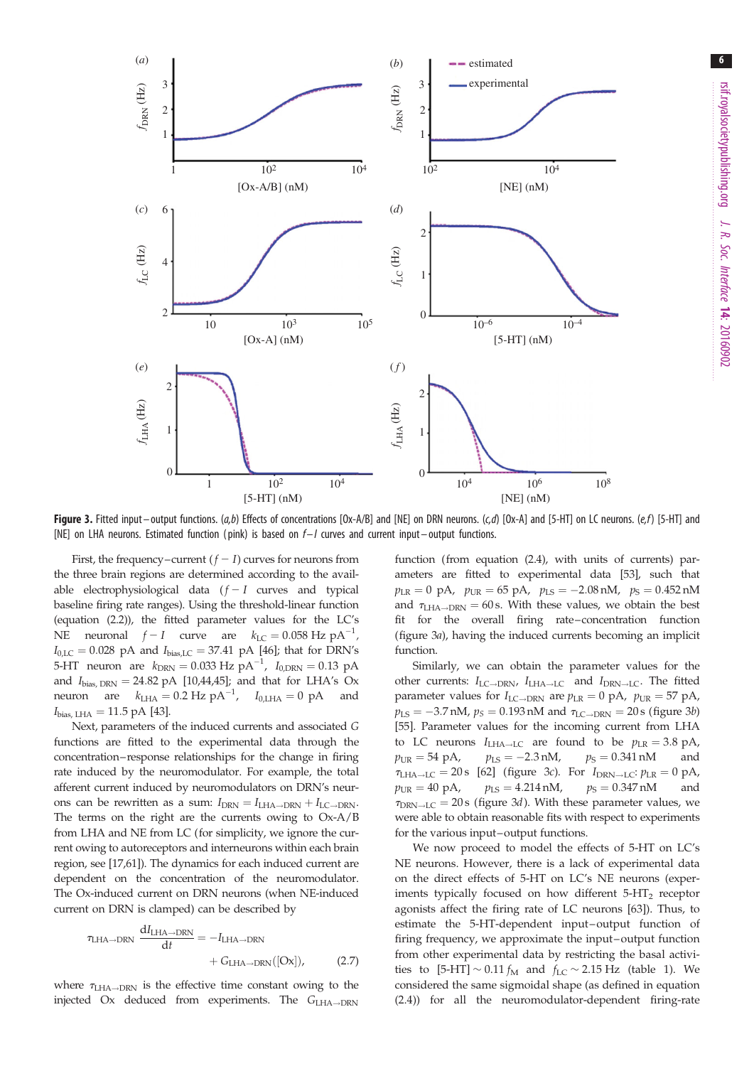**Figure 3.** Fitted input–output functions. (*a*,*b*) Effects of concentrations [Ox-A/B] and [NE] on DRN neurons. (*c*,*d*) [Ox-A] and [5-HT] on LC neurons. (*e*,*f*) [5-HT] and [NE] on LHA neurons. Estimated function (pink) is based on $f-I$ curves and current input–output functions.

First, the frequency–current ($f-I$) curves for neurons from the three brain regions are determined according to the available electrophysiological data ($f-I$ curves and typical baseline firing rate ranges). Using the threshold-linear function (equation (2.2)), the fitted parameter values for the LC's NE neuronal $f-I$ curve are $k_{LC} = 0.058$ Hz pA$^{-1}$, $I_{0,LC} = 0.028$ pA and $I_{bias,LC} = 37.41$ pA [46]; that for DRN's 5-HT neuron are $k_{DRN} = 0.033$ Hz pA$^{-1}$, $I_{0,DRN} = 0.13$ pA and $I_{bias,DRN} = 24.82$ pA [10,44,45]; and that for LHA's Ox neuron are $k_{LHA} = 0.2$ Hz pA$^{-1}$, $I_{0,LHA} = 0$ pA and $I_{bias,LHA} = 11.5$ pA [43].

Next, parameters of the induced currents and associated $G$ functions are fitted to the experimental data through the concentration–response relationships for the change in firing rate induced by the neuromodulator. For example, the total afferent current induced by neuromodulators on DRN's neurons can be rewritten as a sum: $I_{DRN} = I_{LHA\to DRN} + I_{LC\to DRN}$. The terms on the right are the currents owing to Ox-A/B from LHA and NE from LC (for simplicity, we ignore the current owing to autoreceptors and interneurons within each brain region, see [17,61]). The dynamics for each induced current are dependent on the concentration of the neuromodulator. The Ox-induced current on DRN neurons (when NE-induced current on DRN is clamped) can be described by

$$\tau_{LHA\to DRN} \frac{dI_{LHA\to DRN}}{dt} = -I_{LHA\to DRN} + G_{LHA\to DRN}([Ox]), \qquad (2.7)$$

where $\tau_{LHA\to DRN}$ is the effective time constant owing to the injected Ox deduced from experiments. The $G_{LHA\to DRN}$ function (from equation (2.4), with units of currents) parameters are fitted to experimental data [53], such that $p_{LR} = 0$ pA, $p_{UR} = 65$ pA, $p_{LS} = -2.08$ nM, $p_S = 0.452$ nM and $\tau_{LHA\to DRN} = 60$ s. With these values, we obtain the best fit for the overall firing rate–concentration function (figure 3*a*), having the induced currents becoming an implicit function.

Similarly, we can obtain the parameter values for the other currents: $I_{LC\to DRN}$, $I_{LHA\to LC}$ and $I_{DRN\to LC}$. The fitted parameter values for $I_{LC\to DRN}$ are $p_{LR} = 0$ pA, $p_{UR} = 57$ pA, $p_{LS} = -3.7$ nM, $p_S = 0.193$ nM and $\tau_{LC\to DRN} = 20$ s (figure 3*b*) [55]. Parameter values for the incoming current from LHA to LC neurons $I_{LHA\to LC}$ are found to be $p_{LR} = 3.8$ pA, $p_{UR} = 54$ pA, $p_{LS} = -2.3$ nM, $p_S = 0.341$ nM and $\tau_{LHA\to LC} = 20$ s [62] (figure 3*c*). For $I_{DRN\to LC}$: $p_{LR} = 0$ pA, $p_{UR} = 40$ pA, $p_{LS} = 4.214$ nM, $p_S = 0.347$ nM and $\tau_{DRN\to LC} = 20$ s (figure 3*d*). With these parameter values, we were able to obtain reasonable fits with respect to experiments for the various input–output functions.

We now proceed to model the effects of 5-HT on LC's NE neurons. However, there is a lack of experimental data on the direct effects of 5-HT on LC's NE neurons (experiments typically focused on how different 5-HT$_2$ receptor agonists affect the firing rate of LC neurons [63]). Thus, to estimate the 5-HT-dependent input–output function of firing frequency, we approximate the input–output function from other experimental data by restricting the basal activities to [5-HT] $\sim 0.11 f_M$ and $f_{LC} \sim 2.15$ Hz (table 1). We considered the same sigmoidal shape (as defined in equation (2.4)) for all the neuromodulator-dependent firing-rate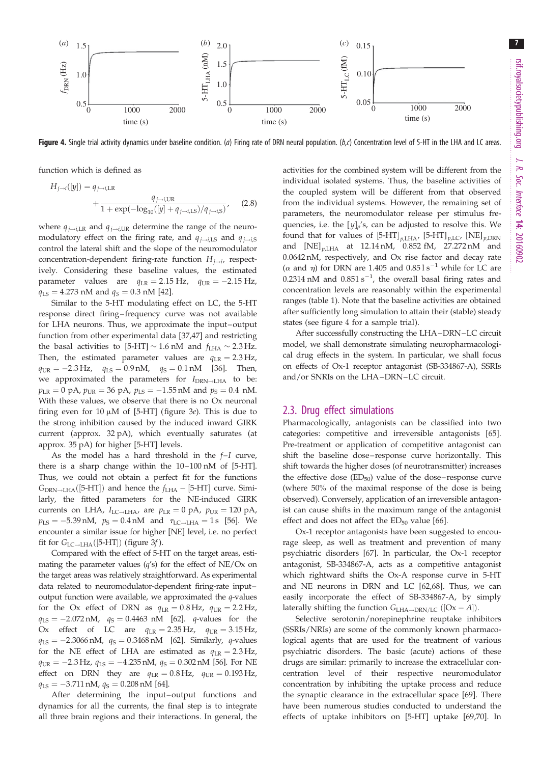**Figure 4.** Single trial activity dynamics under baseline condition. (*a*) Firing rate of DRN neural population. (*b*,*c*) Concentration level of 5-HT in the LHA and LC areas.

function which is defined as

$$H_{j\to i}([y]) = q_{j\to i,\mathrm{LR}} + \frac{q_{j\to i,\mathrm{UR}}}{1+\exp(-\log_{10}([y]+q_{j\to i,\mathrm{LS}})/q_{j\to i,\mathrm{S}})}, \quad (2.8)$$

where $q_{j\to i,\mathrm{LR}}$ and $q_{j\to i,\mathrm{UR}}$ determine the range of the neuromodulatory effect on the firing rate, and $q_{j\to i,\mathrm{LS}}$ and $q_{j\to i,\mathrm{S}}$ control the lateral shift and the slope of the neuromodulator concentration-dependent firing-rate function $H_{j\to i}$, respectively. Considering these baseline values, the estimated parameter values are $q_{\mathrm{LR}} = 2.15$ Hz, $q_{\mathrm{UR}} = -2.15$ Hz, $q_{\mathrm{LS}} = 4.273$ nM and $q_{\mathrm{S}} = 0.3$ nM [42].

Similar to the 5-HT modulating effect on LC, the 5-HT response direct firing–frequency curve was not available for LHA neurons. Thus, we approximate the input–output function from other experimental data [37,47] and restricting the basal activities to [5-HT] ~ 1.6 nM and $f_{\mathrm{LHA}} \sim 2.3$ Hz. Then, the estimated parameter values are $q_{\mathrm{LR}} = 2.3$ Hz, $q_{\mathrm{UR}} = -2.3$ Hz, $q_{\mathrm{LS}} = 0.9$ nM, $q_{\mathrm{S}} = 0.1$ nM [36]. Then, we approximated the parameters for $I_{\mathrm{DRN}\to\mathrm{LHA}}$ to be: $p_{\mathrm{LR}} = 0$ pA, $p_{\mathrm{UR}} = 36$ pA, $p_{\mathrm{LS}} = -1.55$ nM and $p_{\mathrm{S}} = 0.4$ nM. With these values, we observe that there is no Ox neuronal firing even for 10 µM of [5-HT] (figure 3*e*). This is due to the strong inhibition caused by the induced inward GIRK current (approx. 32 pA), which eventually saturates (at approx. 35 pA) for higher [5-HT] levels.

As the model has a hard threshold in the *f*–*I* curve, there is a sharp change within the 10–100 nM of [5-HT]. Thus, we could not obtain a perfect fit for the functions $G_{\mathrm{DRN}\to\mathrm{LHA}}$([5-HT]) and hence the $f_{\mathrm{LHA}}$ – [5-HT] curve. Similarly, the fitted parameters for the NE-induced GIRK currents on LHA, $I_{\mathrm{LC}\to\mathrm{LHA}}$, are $p_{\mathrm{LR}} = 0$ pA, $p_{\mathrm{UR}} = 120$ pA, $p_{\mathrm{LS}} = -5.39$ nM, $p_{\mathrm{S}} = 0.4$ nM and $\tau_{\mathrm{LC}\to\mathrm{LHA}} = 1$ s [56]. We encounter a similar issue for higher [NE] level, i.e. no perfect fit for $G_{\mathrm{LC}\to\mathrm{LHA}}$([5-HT]) (figure 3*f*).

Compared with the effect of 5-HT on the target areas, estimating the parameter values ($q$'s) for the effect of NE/Ox on the target areas was relatively straightforward. As experimental data related to neuromodulator-dependent firing-rate input–output function were available, we approximated the $q$-values for the Ox effect of DRN as $q_{\mathrm{LR}} = 0.8$ Hz, $q_{\mathrm{UR}} = 2.2$ Hz, $q_{\mathrm{LS}} = -2.072$ nM, $q_{\mathrm{S}} = 0.4463$ nM [62]. $q$-values for the Ox effect of LC are $q_{\mathrm{LR}} = 2.35$ Hz, $q_{\mathrm{UR}} = 3.15$ Hz, $q_{\mathrm{LS}} = -2.3066$ nM, $q_{\mathrm{S}} = 0.3468$ nM [62]. Similarly, $q$-values for the NE effect of LHA are estimated as $q_{\mathrm{LR}} = 2.3$ Hz, $q_{\mathrm{UR}} = -2.3$ Hz, $q_{\mathrm{LS}} = -4.235$ nM, $q_{\mathrm{S}} = 0.302$ nM [56]. For NE effect on DRN they are $q_{\mathrm{LR}} = 0.8$ Hz, $q_{\mathrm{UR}} = 0.193$ Hz, $q_{\mathrm{LS}} = -3.711$ nM, $q_{\mathrm{S}} = 0.208$ nM [64].

After determining the input–output functions and dynamics for all the currents, the final step is to integrate all three brain regions and their interactions. In general, the activities for the combined system will be different from the individual isolated systems. Thus, the baseline activities of the coupled system will be different from that observed from the individual systems. However, the remaining set of parameters, the neuromodulator release per stimulus frequencies, i.e. the $[y]_p$'s, can be adjusted to resolve this. We found that for values of $[\text{5-HT}]_{p,\mathrm{LHA}}$, $[\text{5-HT}]_{p,\mathrm{LC}}$, $[\mathrm{NE}]_{p,\mathrm{DRN}}$ and $[\mathrm{NE}]_{p,\mathrm{LHA}}$ at 12.14 nM, 0.852 fM, 27.272 nM and 0.0642 nM, respectively, and Ox rise factor and decay rate ($\alpha$ and $\eta$) for DRN are 1.405 and 0.851 s$^{-1}$ while for LC are 0.2314 nM and 0.851 s$^{-1}$, the overall basal firing rates and concentration levels are reasonably within the experimental ranges (table 1). Note that the baseline activities are obtained after sufficiently long simulation to attain their (stable) steady states (see figure 4 for a sample trial).

After successfully constructing the LHA–DRN–LC circuit model, we shall demonstrate simulating neuropharmacological drug effects in the system. In particular, we shall focus on effects of Ox-1 receptor antagonist (SB-334867-A), SSRIs and/or SNRIs on the LHA–DRN–LC circuit.

## 2.3. Drug effect simulations

Pharmacologically, antagonists can be classified into two categories: competitive and irreversible antagonists [65]. Pre-treatment or application of competitive antagonist can shift the baseline dose–response curve horizontally. This shift towards the higher doses (of neurotransmitter) increases the effective dose ($\mathrm{ED}_{50}$) value of the dose–response curve (where 50% of the maximal response of the dose is being observed). Conversely, application of an irreversible antagonist can cause shifts in the maximum range of the antagonist effect and does not affect the $\mathrm{ED}_{50}$ value [66].

Ox-1 receptor antagonists have been suggested to encourage sleep, as well as treatment and prevention of many psychiatric disorders [67]. In particular, the Ox-1 receptor antagonist, SB-334867-A, acts as a competitive antagonist which rightward shifts the Ox-A response curve in 5-HT and NE neurons in DRN and LC [62,68]. Thus, we can easily incorporate the effect of SB-334867-A, by simply laterally shifting the function $G_{\mathrm{LHA}\to\mathrm{DRN/LC}}$ ([Ox − $A$]).

Selective serotonin/norepinephrine reuptake inhibitors (SSRIs/NRIs) are some of the commonly known pharmacological agents that are used for the treatment of various psychiatric disorders. The basic (acute) actions of these drugs are similar: primarily to increase the extracellular concentration level of their respective neuromodulator concentration by inhibiting the uptake process and reduce the synaptic clearance in the extracellular space [69]. There have been numerous studies conducted to understand the effects of uptake inhibitors on [5-HT] uptake [69,70]. In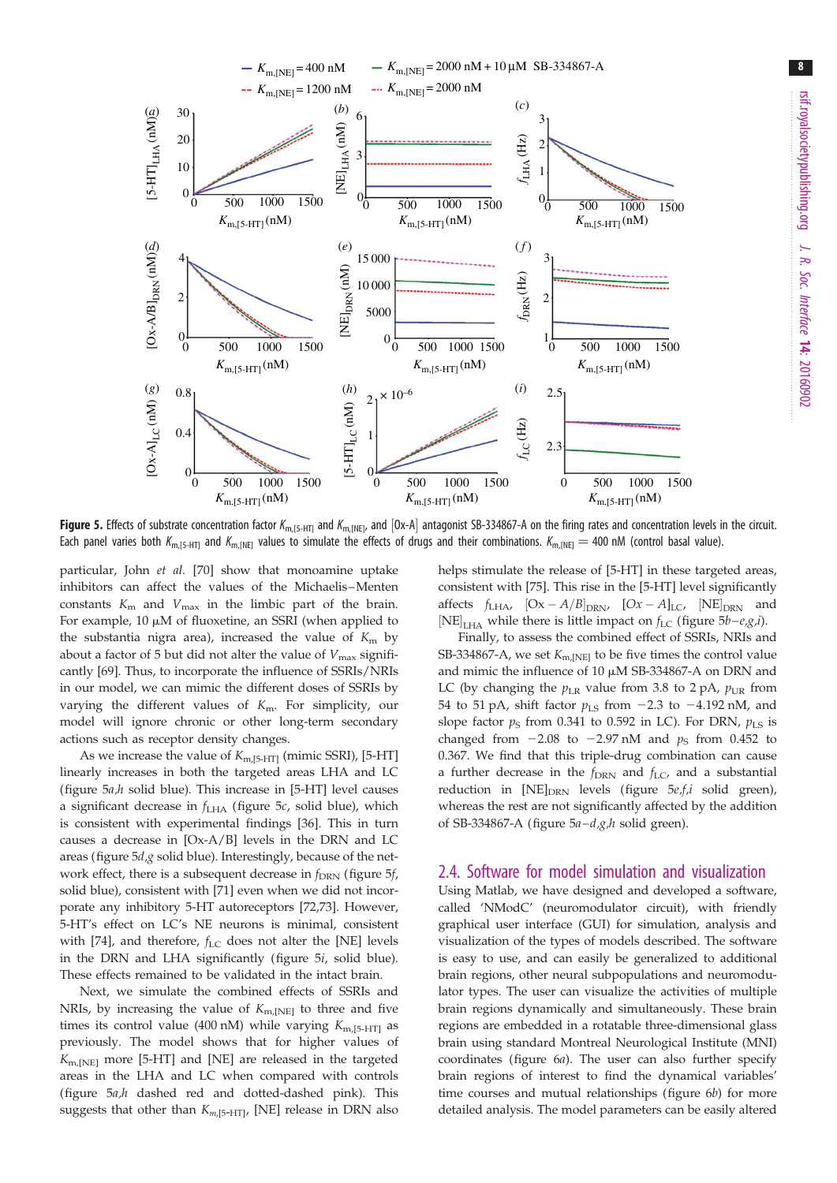**Figure 5.** Effects of substrate concentration factor $K_{m,[5\text{-HT}]}$ and $K_{m,[NE]}$, and [Ox-A] antagonist SB-334867-A on the firing rates and concentration levels in the circuit. Each panel varies both $K_{m,[5\text{-HT}]}$ and $K_{m,[NE]}$ values to simulate the effects of drugs and their combinations. $K_{m,[NE]} = 400$ nM (control basal value).

particular, John *et al.* [70] show that monoamine uptake inhibitors can affect the values of the Michaelis–Menten constants $K_m$ and $V_{max}$ in the limbic part of the brain. For example, 10 μM of fluoxetine, an SSRI (when applied to the substantia nigra area), increased the value of $K_m$ by about a factor of 5 but did not alter the value of $V_{max}$ significantly [69]. Thus, to incorporate the influence of SSRIs/NRIs in our model, we can mimic the different doses of SSRIs by varying the different values of $K_m$. For simplicity, our model will ignore chronic or other long-term secondary actions such as receptor density changes.

As we increase the value of $K_{m,[5\text{-HT}]}$ (mimic SSRI), [5-HT] linearly increases in both the targeted areas LHA and LC (figure 5*a*,*h* solid blue). This increase in [5-HT] level causes a significant decrease in $f_{LHA}$ (figure 5*c*, solid blue), which is consistent with experimental findings [36]. This in turn causes a decrease in [Ox-A/B] levels in the DRN and LC areas (figure 5*d*,*g* solid blue). Interestingly, because of the network effect, there is a subsequent decrease in $f_{DRN}$ (figure 5*f*, solid blue), consistent with [71] even when we did not incorporate any inhibitory 5-HT autoreceptors [72,73]. However, 5-HT's effect on LC's NE neurons is minimal, consistent with [74], and therefore, $f_{LC}$ does not alter the [NE] levels in the DRN and LHA significantly (figure 5*i*, solid blue). These effects remained to be validated in the intact brain.

Next, we simulate the combined effects of SSRIs and NRIs, by increasing the value of $K_{m,[NE]}$ to three and five times its control value (400 nM) while varying $K_{m,[5\text{-HT}]}$ as previously. The model shows that for higher values of $K_{m,[NE]}$ more [5-HT] and [NE] are released in the targeted areas in the LHA and LC when compared with controls (figure 5*a*,*h* dashed red and dotted-dashed pink). This suggests that other than $K_{m,[5\text{-HT}]}$, [NE] release in DRN also helps stimulate the release of [5-HT] in these targeted areas, consistent with [75]. This rise in the [5-HT] level significantly affects $f_{LHA}$, $[Ox-A/B]_{DRN}$, $[Ox-A]_{LC}$, $[NE]_{DRN}$ and $[NE]_{LHA}$ while there is little impact on $f_{LC}$ (figure 5*b–e*,*g*,*i*).

Finally, to assess the combined effect of SSRIs, NRIs and SB-334867-A, we set $K_{m,[NE]}$ to be five times the control value and mimic the influence of 10 μM SB-334867-A on DRN and LC (by changing the $p_{LR}$ value from 3.8 to 2 pA, $p_{UR}$ from 54 to 51 pA, shift factor $p_{LS}$ from −2.3 to −4.192 nM, and slope factor $p_S$ from 0.341 to 0.592 in LC). For DRN, $p_{LS}$ is changed from −2.08 to −2.97 nM and $p_S$ from 0.452 to 0.367. We find that this triple-drug combination can cause a further decrease in the $f_{DRN}$ and $f_{LC}$, and a substantial reduction in $[NE]_{DRN}$ levels (figure 5*e*,*f*,*i* solid green), whereas the rest are not significantly affected by the addition of SB-334867-A (figure 5*a–d*,*g*,*h* solid green).

## 2.4. Software for model simulation and visualization

Using Matlab, we have designed and developed a software, called 'NModC' (neuromodulator circuit), with friendly graphical user interface (GUI) for simulation, analysis and visualization of the types of models described. The software is easy to use, and can easily be generalized to additional brain regions, other neural subpopulations and neuromodulator types. The user can visualize the activities of multiple brain regions dynamically and simultaneously. These brain regions are embedded in a rotatable three-dimensional glass brain using standard Montreal Neurological Institute (MNI) coordinates (figure 6*a*). The user can also further specify brain regions of interest to find the dynamical variables' time courses and mutual relationships (figure 6*b*) for more detailed analysis. The model parameters can be easily altered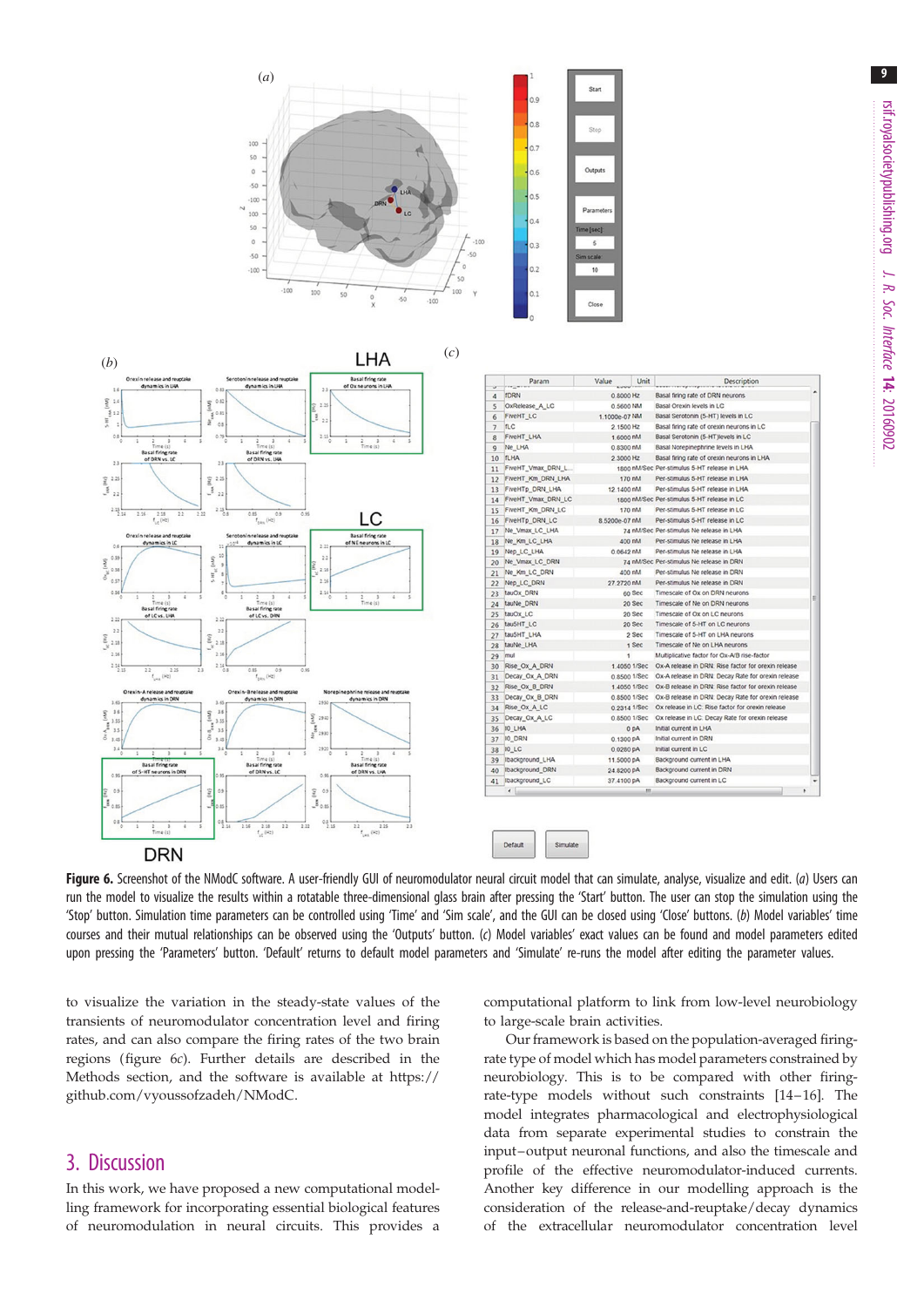**Figure 6.** Screenshot of the NModC software. A user-friendly GUI of neuromodulator neural circuit model that can simulate, analyse, visualize and edit. (*a*) Users can run the model to visualize the results within a rotatable three-dimensional glass brain after pressing the 'Start' button. The user can stop the simulation using the 'Stop' button. Simulation time parameters can be controlled using 'Time' and 'Sim scale', and the GUI can be closed using 'Close' buttons. (*b*) Model variables' time courses and their mutual relationships can be observed using the 'Outputs' button. (*c*) Model variables' exact values can be found and model parameters edited upon pressing the 'Parameters' button. 'Default' returns to default model parameters and 'Simulate' re-runs the model after editing the parameter values.

to visualize the variation in the steady-state values of the transients of neuromodulator concentration level and firing rates, and can also compare the firing rates of the two brain regions (figure 6*c*). Further details are described in the Methods section, and the software is available at https://github.com/vyoussofzadeh/NModC.

## 3. Discussion

In this work, we have proposed a new computational modelling framework for incorporating essential biological features of neuromodulation in neural circuits. This provides a computational platform to link from low-level neurobiology to large-scale brain activities.

Our framework is based on the population-averaged firing-rate type of model which has model parameters constrained by neurobiology. This is to be compared with other firing-rate-type models without such constraints [14–16]. The model integrates pharmacological and electrophysiological data from separate experimental studies to constrain the input–output neuronal functions, and also the timescale and profile of the effective neuromodulator-induced currents. Another key difference in our modelling approach is the consideration of the release-and-reuptake/decay dynamics of the extracellular neuromodulator concentration level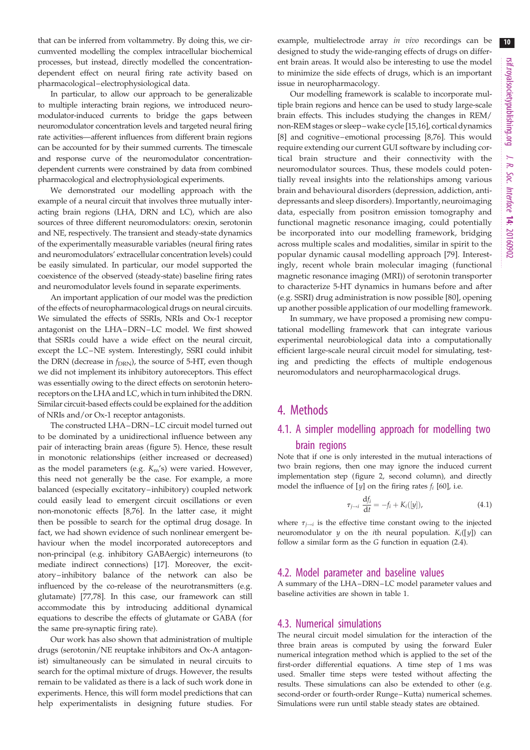that can be inferred from voltammetry. By doing this, we circumvented modelling the complex intracellular biochemical processes, but instead, directly modelled the concentration-dependent effect on neural firing rate activity based on pharmacological–electrophysiological data.

In particular, to allow our approach to be generalizable to multiple interacting brain regions, we introduced neuromodulator-induced currents to bridge the gaps between neuromodulator concentration levels and targeted neural firing rate activities—afferent influences from different brain regions can be accounted for by their summed currents. The timescale and response curve of the neuromodulator concentration-dependent currents were constrained by data from combined pharmacological and electrophysiological experiments.

We demonstrated our modelling approach with the example of a neural circuit that involves three mutually interacting brain regions (LHA, DRN and LC), which are also sources of three different neuromodulators: orexin, serotonin and NE, respectively. The transient and steady-state dynamics of the experimentally measurable variables (neural firing rates and neuromodulators' extracellular concentration levels) could be easily simulated. In particular, our model supported the coexistence of the observed (steady-state) baseline firing rates and neuromodulator levels found in separate experiments.

An important application of our model was the prediction of the effects of neuropharmacological drugs on neural circuits. We simulated the effects of SSRIs, NRIs and Ox-1 receptor antagonist on the LHA–DRN–LC model. We first showed that SSRIs could have a wide effect on the neural circuit, except the LC–NE system. Interestingly, SSRI could inhibit the DRN (decrease in $f_{DRN}$), the source of 5-HT, even though we did not implement its inhibitory autoreceptors. This effect was essentially owing to the direct effects on serotonin heteroreceptors on the LHA and LC, which in turn inhibited the DRN. Similar circuit-based effects could be explained for the addition of NRIs and/or Ox-1 receptor antagonists.

The constructed LHA–DRN–LC circuit model turned out to be dominated by a unidirectional influence between any pair of interacting brain areas (figure 5). Hence, these result in monotonic relationships (either increased or decreased) as the model parameters (e.g. $K_m$'s) were varied. However, this need not generally be the case. For example, a more balanced (especially excitatory–inhibitory) coupled network could easily lead to emergent circuit oscillations or even non-monotonic effects [8,76]. In the latter case, it might then be possible to search for the optimal drug dosage. In fact, we had shown evidence of such nonlinear emergent behaviour when the model incorporated autoreceptors and non-principal (e.g. inhibitory GABAergic) interneurons (to mediate indirect connections) [17]. Moreover, the excitatory–inhibitory balance of the network can also be influenced by the co-release of the neurotransmitters (e.g. glutamate) [77,78]. In this case, our framework can still accommodate this by introducing additional dynamical equations to describe the effects of glutamate or GABA (for the same pre-synaptic firing rate).

Our work has also shown that administration of multiple drugs (serotonin/NE reuptake inhibitors and Ox-A antagonist) simultaneously can be simulated in neural circuits to search for the optimal mixture of drugs. However, the results remain to be validated as there is a lack of such work done in experiments. Hence, this will form model predictions that can help experimentalists in designing future studies. For example, multielectrode array *in vivo* recordings can be designed to study the wide-ranging effects of drugs on different brain areas. It would also be interesting to use the model to minimize the side effects of drugs, which is an important issue in neuropharmacology.

Our modelling framework is scalable to incorporate multiple brain regions and hence can be used to study large-scale brain effects. This includes studying the changes in REM/non-REM stages or sleep–wake cycle [15,16], cortical dynamics [8] and cognitive–emotional processing [8,76]. This would require extending our current GUI software by including cortical brain structure and their connectivity with the neuromodulator sources. Thus, these models could potentially reveal insights into the relationships among various brain and behavioural disorders (depression, addiction, antidepressants and sleep disorders). Importantly, neuroimaging data, especially from positron emission tomography and functional magnetic resonance imaging, could potentially be incorporated into our modelling framework, bridging across multiple scales and modalities, similar in spirit to the popular dynamic causal modelling approach [79]. Interestingly, recent whole brain molecular imaging (functional magnetic resonance imaging (MRI)) of serotonin transporter to characterize 5-HT dynamics in humans before and after (e.g. SSRI) drug administration is now possible [80], opening up another possible application of our modelling framework.

In summary, we have proposed a promising new computational modelling framework that can integrate various experimental neurobiological data into a computationally efficient large-scale neural circuit model for simulating, testing and predicting the effects of multiple endogenous neuromodulators and neuropharmacological drugs.

# 4. Methods

## 4.1. A simpler modelling approach for modelling two brain regions

Note that if one is only interested in the mutual interactions of two brain regions, then one may ignore the induced current implementation step (figure 2, second column), and directly model the influence of $[y]$ on the firing rates $f_i$ [60], i.e.

$$\tau_{j\rightarrow i}\,\frac{df_i}{dt} = -f_i + K_i([y]), \tag{4.1}$$

where $\tau_{j\rightarrow i}$ is the effective time constant owing to the injected neuromodulator $y$ on the $i$th neural population. $K_i([y])$ can follow a similar form as the $G$ function in equation (2.4).

## 4.2. Model parameter and baseline values

A summary of the LHA–DRN–LC model parameter values and baseline activities are shown in table 1.

## 4.3. Numerical simulations

The neural circuit model simulation for the interaction of the three brain areas is computed by using the forward Euler numerical integration method which is applied to the set of the first-order differential equations. A time step of 1 ms was used. Smaller time steps were tested without affecting the results. These simulations can also be extended to other (e.g. second-order or fourth-order Runge–Kutta) numerical schemes. Simulations were run until stable steady states are obtained.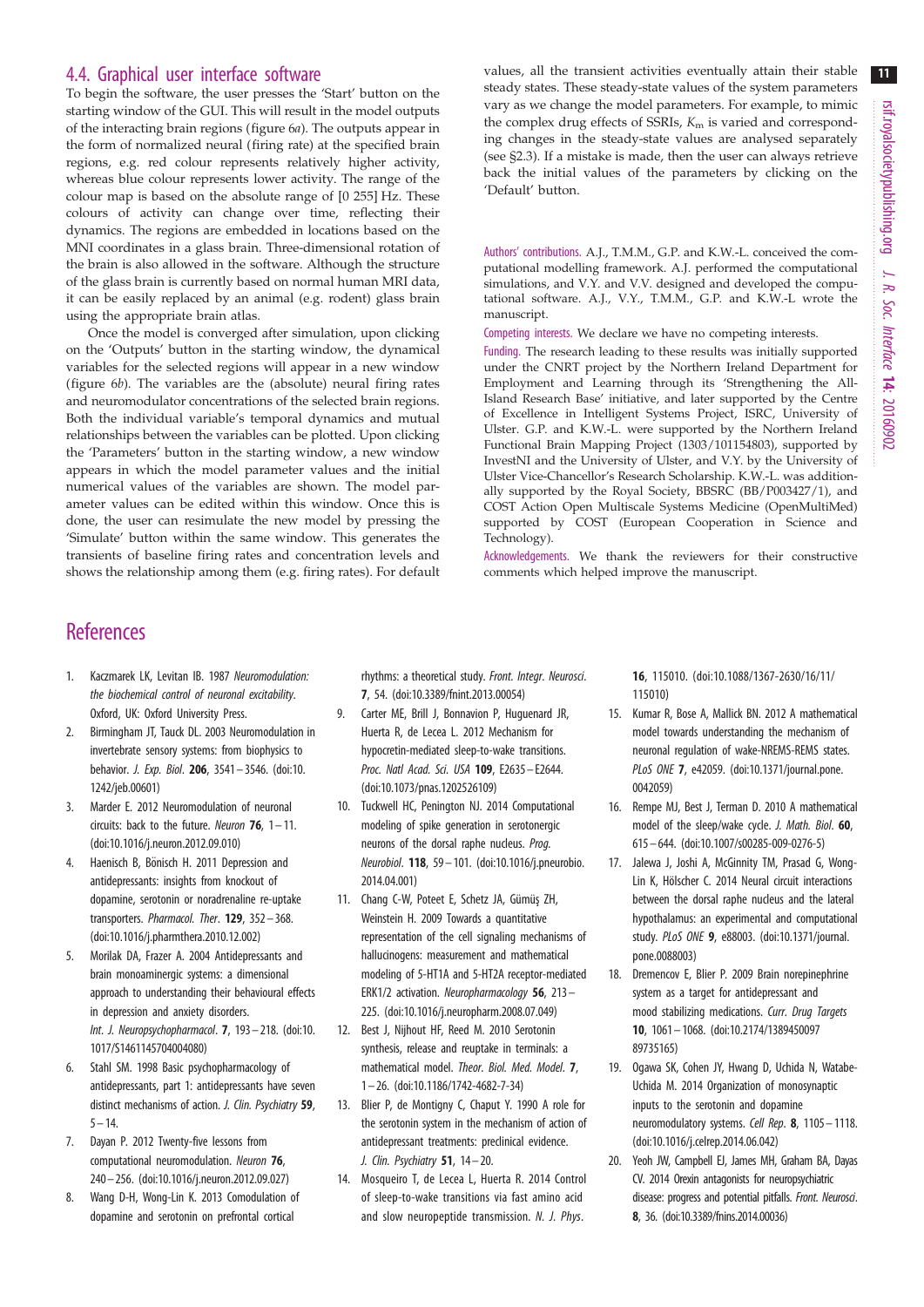### 4.4. Graphical user interface software

To begin the software, the user presses the 'Start' button on the starting window of the GUI. This will result in the model outputs of the interacting brain regions (figure 6*a*). The outputs appear in the form of normalized neural (firing rate) at the specified brain regions, e.g. red colour represents relatively higher activity, whereas blue colour represents lower activity. The range of the colour map is based on the absolute range of [0 255] Hz. These colours of activity can change over time, reflecting their dynamics. The regions are embedded in locations based on the MNI coordinates in a glass brain. Three-dimensional rotation of the brain is also allowed in the software. Although the structure of the glass brain is currently based on normal human MRI data, it can be easily replaced by an animal (e.g. rodent) glass brain using the appropriate brain atlas.

Once the model is converged after simulation, upon clicking on the 'Outputs' button in the starting window, the dynamical variables for the selected regions will appear in a new window (figure 6*b*). The variables are the (absolute) neural firing rates and neuromodulator concentrations of the selected brain regions. Both the individual variable's temporal dynamics and mutual relationships between the variables can be plotted. Upon clicking the 'Parameters' button in the starting window, a new window appears in which the model parameter values and the initial numerical values of the variables are shown. The model parameter values can be edited within this window. Once this is done, the user can resimulate the new model by pressing the 'Simulate' button within the same window. This generates the transients of baseline firing rates and concentration levels and shows the relationship among them (e.g. firing rates). For default values, all the transient activities eventually attain their stable steady states. These steady-state values of the system parameters vary as we change the model parameters. For example, to mimic the complex drug effects of SSRIs, $K_m$ is varied and corresponding changes in the steady-state values are analysed separately (see §2.3). If a mistake is made, then the user can always retrieve back the initial values of the parameters by clicking on the 'Default' button.

Authors' contributions. A.J., T.M.M., G.P. and K.W.-L. conceived the computational modelling framework. A.J. performed the computational simulations, and V.Y. and V.V. designed and developed the computational software. A.J., V.Y., T.M.M., G.P. and K.W.-L wrote the manuscript.

Competing interests. We declare we have no competing interests.

Funding. The research leading to these results was initially supported under the CNRT project by the Northern Ireland Department for Employment and Learning through its 'Strengthening the All-Island Research Base' initiative, and later supported by the Centre of Excellence in Intelligent Systems Project, ISRC, University of Ulster. G.P. and K.W.-L. were supported by the Northern Ireland Functional Brain Mapping Project (1303/101154803), supported by InvestNI and the University of Ulster, and V.Y. by the University of Ulster Vice-Chancellor's Research Scholarship. K.W.-L. was additionally supported by the Royal Society, BBSRC (BB/P003427/1), and COST Action Open Multiscale Systems Medicine (OpenMultiMed) supported by COST (European Cooperation in Science and Technology).

Acknowledgements. We thank the reviewers for their constructive comments which helped improve the manuscript.

## References

1. Kaczmarek LK, Levitan IB. 1987 *Neuromodulation: the biochemical control of neuronal excitability*. Oxford, UK: Oxford University Press.
2. Birmingham JT, Tauck DL. 2003 Neuromodulation in invertebrate sensory systems: from biophysics to behavior. *J. Exp. Biol*. **206**, 3541–3546. (doi:10.1242/jeb.00601)
3. Marder E. 2012 Neuromodulation of neuronal circuits: back to the future. *Neuron* **76**, 1–11. (doi:10.1016/j.neuron.2012.09.010)
4. Haenisch B, Bönisch H. 2011 Depression and antidepressants: insights from knockout of dopamine, serotonin or noradrenaline re-uptake transporters. *Pharmacol. Ther*. **129**, 352–368. (doi:10.1016/j.pharmthera.2010.12.002)
5. Morilak DA, Frazer A. 2004 Antidepressants and brain monoaminergic systems: a dimensional approach to understanding their behavioural effects in depression and anxiety disorders. *Int. J. Neuropsychopharmacol*. **7**, 193–218. (doi:10.1017/S1461145704004080)
6. Stahl SM. 1998 Basic psychopharmacology of antidepressants, part 1: antidepressants have seven distinct mechanisms of action. *J. Clin. Psychiatry* **59**, 5–14.
7. Dayan P. 2012 Twenty-five lessons from computational neuromodulation. *Neuron* **76**, 240–256. (doi:10.1016/j.neuron.2012.09.027)
8. Wang D-H, Wong-Lin K. 2013 Comodulation of dopamine and serotonin on prefrontal cortical rhythms: a theoretical study. *Front. Integr. Neurosci*. **7**, 54. (doi:10.3389/fnint.2013.00054)
9. Carter ME, Brill J, Bonnavion P, Huguenard JR, Huerta R, de Lecea L. 2012 Mechanism for hypocretin-mediated sleep-to-wake transitions. *Proc. Natl Acad. Sci. USA* **109**, E2635–E2644. (doi:10.1073/pnas.1202526109)
10. Tuckwell HC, Penington NJ. 2014 Computational modeling of spike generation in serotonergic neurons of the dorsal raphe nucleus. *Prog. Neurobiol*. **118**, 59–101. (doi:10.1016/j.pneurobio.2014.04.001)
11. Chang C-W, Poteet E, Schetz JA, Gümüş ZH, Weinstein H. 2009 Towards a quantitative representation of the cell signaling mechanisms of hallucinogens: measurement and mathematical modeling of 5-HT1A and 5-HT2A receptor-mediated ERK1/2 activation. *Neuropharmacology* **56**, 213–225. (doi:10.1016/j.neuropharm.2008.07.049)
12. Best J, Nijhout HF, Reed M. 2010 Serotonin synthesis, release and reuptake in terminals: a mathematical model. *Theor. Biol. Med. Model*. **7**, 1–26. (doi:10.1186/1742-4682-7-34)
13. Blier P, de Montigny C, Chaput Y. 1990 A role for the serotonin system in the mechanism of action of antidepressant treatments: preclinical evidence. *J. Clin. Psychiatry* **51**, 14–20.
14. Mosqueiro T, de Lecea L, Huerta R. 2014 Control of sleep-to-wake transitions via fast amino acid and slow neuropeptide transmission. *N. J. Phys*. **16**, 115010. (doi:10.1088/1367-2630/16/11/115010)
15. Kumar R, Bose A, Mallick BN. 2012 A mathematical model towards understanding the mechanism of neuronal regulation of wake-NREMS-REMS states. *PLoS ONE* **7**, e42059. (doi:10.1371/journal.pone.0042059)
16. Rempe MJ, Best J, Terman D. 2010 A mathematical model of the sleep/wake cycle. *J. Math. Biol*. **60**, 615–644. (doi:10.1007/s00285-009-0276-5)
17. Jalewa J, Joshi A, McGinnity TM, Prasad G, Wong-Lin K, Hölscher C. 2014 Neural circuit interactions between the dorsal raphe nucleus and the lateral hypothalamus: an experimental and computational study. *PLoS ONE* **9**, e88003. (doi:10.1371/journal.pone.0088003)
18. Dremencov E, Blier P. 2009 Brain norepinephrine system as a target for antidepressant and mood stabilizing medications. *Curr. Drug Targets* **10**, 1061–1068. (doi:10.2174/138945009789735165)
19. Ogawa SK, Cohen JY, Hwang D, Uchida N, Watabe-Uchida M. 2014 Organization of monosynaptic inputs to the serotonin and dopamine neuromodulatory systems. *Cell Rep*. **8**, 1105–1118. (doi:10.1016/j.celrep.2014.06.042)
20. Yeoh JW, Campbell EJ, James MH, Graham BA, Dayas CV. 2014 Orexin antagonists for neuropsychiatric disease: progress and potential pitfalls. *Front. Neurosci*. **8**, 36. (doi:10.3389/fnins.2014.00036)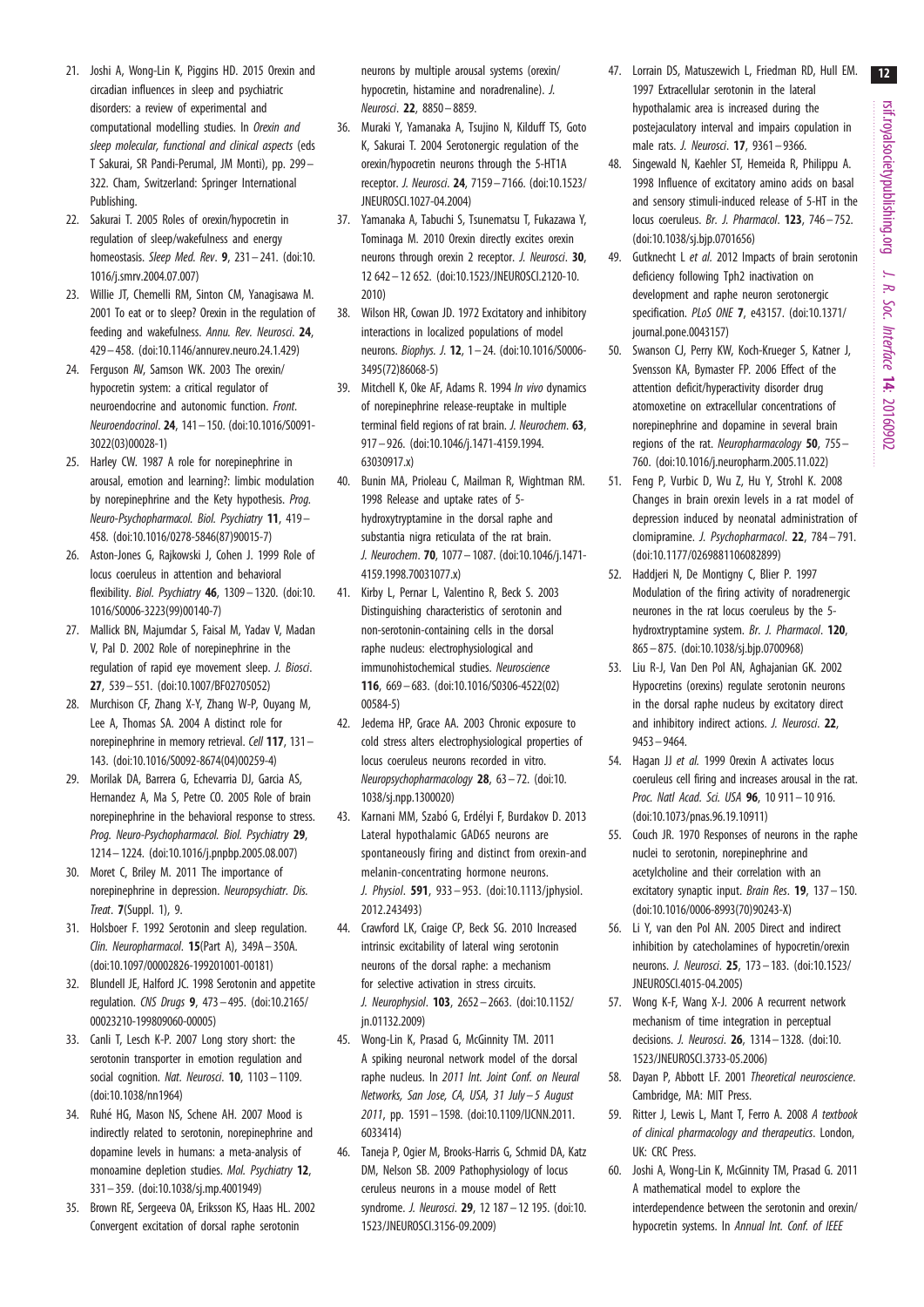21. Joshi A, Wong-Lin K, Piggins HD. 2015 Orexin and circadian influences in sleep and psychiatric disorders: a review of experimental and computational modelling studies. In *Orexin and sleep molecular, functional and clinical aspects* (eds T Sakurai, SR Pandi-Perumal, JM Monti), pp. 299–322. Cham, Switzerland: Springer International Publishing.
22. Sakurai T. 2005 Roles of orexin/hypocretin in regulation of sleep/wakefulness and energy homeostasis. *Sleep Med. Rev*. **9**, 231–241. (doi:10.1016/j.smrv.2004.07.007)
23. Willie JT, Chemelli RM, Sinton CM, Yanagisawa M. 2001 To eat or to sleep? Orexin in the regulation of feeding and wakefulness. *Annu. Rev. Neurosci*. **24**, 429–458. (doi:10.1146/annurev.neuro.24.1.429)
24. Ferguson AV, Samson WK. 2003 The orexin/hypocretin system: a critical regulator of neuroendocrine and autonomic function. *Front. Neuroendocrinol*. **24**, 141–150. (doi:10.1016/S0091-3022(03)00028-1)
25. Harley CW. 1987 A role for norepinephrine in arousal, emotion and learning?: limbic modulation by norepinephrine and the Kety hypothesis. *Prog. Neuro-Psychopharmacol. Biol. Psychiatry* **11**, 419–458. (doi:10.1016/0278-5846(87)90015-7)
26. Aston-Jones G, Rajkowski J, Cohen J. 1999 Role of locus coeruleus in attention and behavioral flexibility. *Biol. Psychiatry* **46**, 1309–1320. (doi:10.1016/S0006-3223(99)00140-7)
27. Mallick BN, Majumdar S, Faisal M, Yadav V, Madan V, Pal D. 2002 Role of norepinephrine in the regulation of rapid eye movement sleep. *J. Biosci*. **27**, 539–551. (doi:10.1007/BF02705052)
28. Murchison CF, Zhang X-Y, Zhang W-P, Ouyang M, Lee A, Thomas SA. 2004 A distinct role for norepinephrine in memory retrieval. *Cell* **117**, 131–143. (doi:10.1016/S0092-8674(04)00259-4)
29. Morilak DA, Barrera G, Echevarria DJ, Garcia AS, Hernandez A, Ma S, Petre CO. 2005 Role of brain norepinephrine in the behavioral response to stress. *Prog. Neuro-Psychopharmacol. Biol. Psychiatry* **29**, 1214–1224. (doi:10.1016/j.pnpbp.2005.08.007)
30. Moret C, Briley M. 2011 The importance of norepinephrine in depression. *Neuropsychiatr. Dis. Treat*. **7**(Suppl. 1), 9.
31. Holsboer F. 1992 Serotonin and sleep regulation. *Clin. Neuropharmacol*. **15**(Part A), 349A–350A. (doi:10.1097/00002826-199201001-00181)
32. Blundell JE, Halford JC. 1998 Serotonin and appetite regulation. *CNS Drugs* **9**, 473–495. (doi:10.2165/00023210-199809060-00005)
33. Canli T, Lesch K-P. 2007 Long story short: the serotonin transporter in emotion regulation and social cognition. *Nat. Neurosci*. **10**, 1103–1109. (doi:10.1038/nn1964)
34. Ruhé HG, Mason NS, Schene AH. 2007 Mood is indirectly related to serotonin, norepinephrine and dopamine levels in humans: a meta-analysis of monoamine depletion studies. *Mol. Psychiatry* **12**, 331–359. (doi:10.1038/sj.mp.4001949)
35. Brown RE, Sergeeva OA, Eriksson KS, Haas HL. 2002 Convergent excitation of dorsal raphe serotonin neurons by multiple arousal systems (orexin/hypocretin, histamine and noradrenaline). *J. Neurosci*. **22**, 8850–8859.
36. Muraki Y, Yamanaka A, Tsujino N, Kilduff TS, Goto K, Sakurai T. 2004 Serotonergic regulation of the orexin/hypocretin neurons through the 5-HT1A receptor. *J. Neurosci*. **24**, 7159–7166. (doi:10.1523/JNEUROSCI.1027-04.2004)
37. Yamanaka A, Tabuchi S, Tsunematsu T, Fukazawa Y, Tominaga M. 2010 Orexin directly excites orexin neurons through orexin 2 receptor. *J. Neurosci*. **30**, 12 642–12 652. (doi:10.1523/JNEUROSCI.2120-10.2010)
38. Wilson HR, Cowan JD. 1972 Excitatory and inhibitory interactions in localized populations of model neurons. *Biophys. J*. **12**, 1–24. (doi:10.1016/S0006-3495(72)86068-5)
39. Mitchell K, Oke AF, Adams R. 1994 *In vivo* dynamics of norepinephrine release-reuptake in multiple terminal field regions of rat brain. *J. Neurochem*. **63**, 917–926. (doi:10.1046/j.1471-4159.1994.63030917.x)
40. Bunin MA, Prioleau C, Mailman R, Wightman RM. 1998 Release and uptake rates of 5-hydroxytryptamine in the dorsal raphe and substantia nigra reticulata of the rat brain. *J. Neurochem*. **70**, 1077–1087. (doi:10.1046/j.1471-4159.1998.70031077.x)
41. Kirby L, Pernar L, Valentino R, Beck S. 2003 Distinguishing characteristics of serotonin and non-serotonin-containing cells in the dorsal raphe nucleus: electrophysiological and immunohistochemical studies. *Neuroscience* **116**, 669–683. (doi:10.1016/S0306-4522(02)00584-5)
42. Jedema HP, Grace AA. 2003 Chronic exposure to cold stress alters electrophysiological properties of locus coeruleus neurons recorded in vitro. *Neuropsychopharmacology* **28**, 63–72. (doi:10.1038/sj.npp.1300020)
43. Karnani MM, Szabó G, Erdélyi F, Burdakov D. 2013 Lateral hypothalamic GAD65 neurons are spontaneously firing and distinct from orexin-and melanin-concentrating hormone neurons. *J. Physiol*. **591**, 933–953. (doi:10.1113/jphysiol.2012.243493)
44. Crawford LK, Craige CP, Beck SG. 2010 Increased intrinsic excitability of lateral wing serotonin neurons of the dorsal raphe: a mechanism for selective activation in stress circuits. *J. Neurophysiol*. **103**, 2652–2663. (doi:10.1152/jn.01132.2009)
45. Wong-Lin K, Prasad G, McGinnity TM. 2011 A spiking neuronal network model of the dorsal raphe nucleus. In *2011 Int. Joint Conf. on Neural Networks, San Jose, CA, USA, 31 July–5 August 2011*, pp. 1591–1598. (doi:10.1109/IJCNN.2011.6033414)
46. Taneja P, Ogier M, Brooks-Harris G, Schmid DA, Katz DM, Nelson SB. 2009 Pathophysiology of locus ceruleus neurons in a mouse model of Rett syndrome. *J. Neurosci*. **29**, 12 187–12 195. (doi:10.1523/JNEUROSCI.3156-09.2009)
47. Lorrain DS, Matuszewich L, Friedman RD, Hull EM. 1997 Extracellular serotonin in the lateral hypothalamic area is increased during the postejaculatory interval and impairs copulation in male rats. *J. Neurosci*. **17**, 9361–9366.
48. Singewald N, Kaehler ST, Hemeida R, Philippu A. 1998 Influence of excitatory amino acids on basal and sensory stimuli-induced release of 5-HT in the locus coeruleus. *Br. J. Pharmacol*. **123**, 746–752. (doi:10.1038/sj.bjp.0701656)
49. Gutknecht L *et al*. 2012 Impacts of brain serotonin deficiency following Tph2 inactivation on development and raphe neuron serotonergic specification. *PLoS ONE* **7**, e43157. (doi:10.1371/journal.pone.0043157)
50. Swanson CJ, Perry KW, Koch-Krueger S, Katner J, Svensson KA, Bymaster FP. 2006 Effect of the attention deficit/hyperactivity disorder drug atomoxetine on extracellular concentrations of norepinephrine and dopamine in several brain regions of the rat. *Neuropharmacology* **50**, 755–760. (doi:10.1016/j.neuropharm.2005.11.022)
51. Feng P, Vurbic D, Wu Z, Hu Y, Strohl K. 2008 Changes in brain orexin levels in a rat model of depression induced by neonatal administration of clomipramine. *J. Psychopharmacol*. **22**, 784–791. (doi:10.1177/0269881106082899)
52. Haddjeri N, De Montigny C, Blier P. 1997 Modulation of the firing activity of noradrenergic neurones in the rat locus coeruleus by the 5-hydroxtryptamine system. *Br. J. Pharmacol*. **120**, 865–875. (doi:10.1038/sj.bjp.0700968)
53. Liu R-J, Van Den Pol AN, Aghajanian GK. 2002 Hypocretins (orexins) regulate serotonin neurons in the dorsal raphe nucleus by excitatory direct and inhibitory indirect actions. *J. Neurosci*. **22**, 9453–9464.
54. Hagan JJ *et al*. 1999 Orexin A activates locus coeruleus cell firing and increases arousal in the rat. *Proc. Natl Acad. Sci. USA* **96**, 10 911–10 916. (doi:10.1073/pnas.96.19.10911)
55. Couch JR. 1970 Responses of neurons in the raphe nuclei to serotonin, norepinephrine and acetylcholine and their correlation with an excitatory synaptic input. *Brain Res*. **19**, 137–150. (doi:10.1016/0006-8993(70)90243-X)
56. Li Y, van den Pol AN. 2005 Direct and indirect inhibition by catecholamines of hypocretin/orexin neurons. *J. Neurosci*. **25**, 173–183. (doi:10.1523/JNEUROSCI.4015-04.2005)
57. Wong K-F, Wang X-J. 2006 A recurrent network mechanism of time integration in perceptual decisions. *J. Neurosci*. **26**, 1314–1328. (doi:10.1523/JNEUROSCI.3733-05.2006)
58. Dayan P, Abbott LF. 2001 *Theoretical neuroscience*. Cambridge, MA: MIT Press.
59. Ritter J, Lewis L, Mant T, Ferro A. 2008 *A textbook of clinical pharmacology and therapeutics*. London, UK: CRC Press.
60. Joshi A, Wong-Lin K, McGinnity TM, Prasad G. 2011 A mathematical model to explore the interdependence between the serotonin and orexin/hypocretin systems. In *Annual Int. Conf. of IEEE*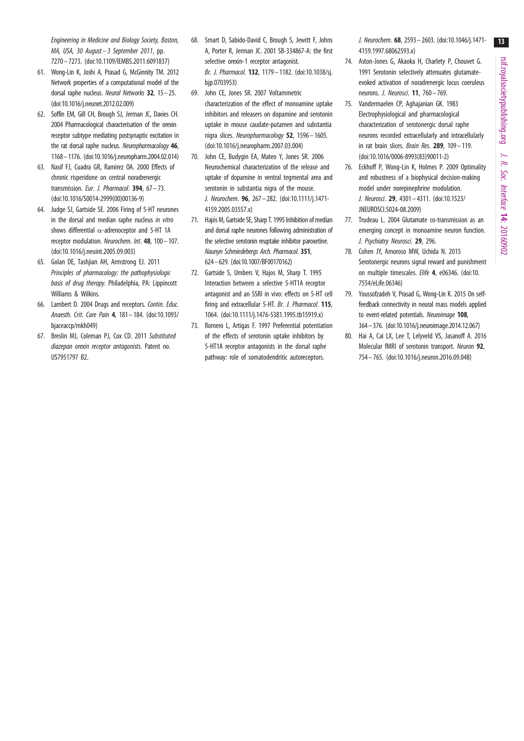Engineering in Medicine and Biology Society, Boston, MA, USA, 30 August – 3 September 2011, pp. 7270 – 7273. (doi:10.1109/IEMBS.2011.6091837)

61. Wong-Lin K, Joshi A, Prasad G, McGinnity TM. 2012 Network properties of a computational model of the dorsal raphe nucleus. *Neural Networks* **32**, 15 – 25. (doi:10.1016/j.neunet.2012.02.009)
62. Soffin EM, Gill CH, Brough SJ, Jerman JC, Davies CH. 2004 Pharmacological characterisation of the orexin receptor subtype mediating postsynaptic excitation in the rat dorsal raphe nucleus. *Neuropharmacology* **46**, 1168 – 1176. (doi:10.1016/j.neuropharm.2004.02.014)
63. Nasif FJ, Cuadra GR, Ramirez OA. 2000 Effects of chronic risperidone on central noradrenergic transmission. *Eur. J. Pharmacol*. **394**, 67 – 73. (doi:10.1016/S0014-2999(00)00136-9)
64. Judge SJ, Gartside SE. 2006 Firing of 5-HT neurones in the dorsal and median raphe nucleus *in vitro* shows differential $\alpha$-adrenoceptor and 5-HT 1A receptor modulation. *Neurochem. Int*. **48**, 100 – 107. (doi:10.1016/j.neuint.2005.09.003)
65. Golan DE, Tashjian AH, Armstrong EJ. 2011 *Principles of pharmacology: the pathophysiologic basis of drug therapy*. Philadelphia, PA: Lippincott Williams & Wilkins.
66. Lambert D. 2004 Drugs and receptors. *Contin. Educ. Anaesth. Crit. Care Pain* **4**, 181 – 184. (doi:10.1093/bjaceaccp/mkh049)
67. Breslin MJ, Coleman PJ, Cox CD. 2011 *Substituted diazepan orexin receptor antagonists*. Patent no. US7951797 B2.
68. Smart D, Sabido-David C, Brough S, Jewitt F, Johns A, Porter R, Jerman JC. 2001 SB-334867-A: the first selective orexin-1 receptor antagonist. *Br. J. Pharmacol*. **132**, 1179 – 1182. (doi:10.1038/sj.bjp.0703953)
69. John CE, Jones SR. 2007 Voltammetric characterization of the effect of monoamine uptake inhibitors and releasers on dopamine and serotonin uptake in mouse caudate-putamen and substantia nigra slices. *Neuropharmacology* **52**, 1596 – 1605. (doi:10.1016/j.neuropharm.2007.03.004)
70. John CE, Budygin EA, Mateo Y, Jones SR. 2006 Neurochemical characterization of the release and uptake of dopamine in ventral tegmental area and serotonin in substantia nigra of the mouse. *J. Neurochem*. **96**, 267 – 282. (doi:10.1111/j.1471-4159.2005.03557.x)
71. Hajós M, Gartside SE, Sharp T. 1995 Inhibition of median and dorsal raphe neurones following administration of the selective serotonin reuptake inhibitor paroxetine. *Naunyn Schmiedebergs Arch. Pharmacol*. **351**, 624 – 629. (doi:10.1007/BF00170162)
72. Gartside S, Umbers V, Hajos M, Sharp T. 1995 Interaction between a selective 5-HT1A receptor antagonist and an SSRI in vivo: effects on 5-HT cell firing and extracellular 5-HT. *Br. J. Pharmacol*. **115**, 1064. (doi:10.1111/j.1476-5381.1995.tb15919.x)
73. Romero L, Artigas F. 1997 Preferential potentiation of the effects of serotonin uptake inhibitors by 5-HT1A receptor antagonists in the dorsal raphe pathway: role of somatodendritic autoreceptors. *J. Neurochem*. **68**, 2593 – 2603. (doi:10.1046/j.1471-4159.1997.68062593.x)
74. Aston-Jones G, Akaoka H, Charlety P, Chouvet G. 1991 Serotonin selectively attenuates glutamate-evoked activation of noradrenergic locus coeruleus neurons. *J. Neurosci*. **11**, 760 – 769.
75. Vandermaelen CP, Aghajanian GK. 1983 Electrophysiological and pharmacological characterization of serotonergic dorsal raphe neurons recorded extracellularly and intracellularly in rat brain slices. *Brain Res*. **289**, 109 – 119. (doi:10.1016/0006-8993(83)90011-2)
76. Eckhoff P, Wong-Lin K, Holmes P. 2009 Optimality and robustness of a biophysical decision-making model under norepinephrine modulation. *J. Neurosci*. **29**, 4301 – 4311. (doi:10.1523/JNEUROSCI.5024-08.2009)
77. Trudeau L. 2004 Glutamate co-transmission as an emerging concept in monoamine neuron function. *J. Psychiatry Neurosci*. **29**, 296.
78. Cohen JY, Amoroso MW, Uchida N. 2015 Serotonergic neurons signal reward and punishment on multiple timescales. *Elife* **4**, e06346. (doi:10.7554/eLife.06346)
79. Youssofzadeh V, Prasad G, Wong-Lin K. 2015 On self-feedback connectivity in neural mass models applied to event-related potentials. *Neuroimage* **108**, 364 – 376. (doi:10.1016/j.neuroimage.2014.12.067)
80. Hai A, Cai LX, Lee T, Lelyveld VS, Jasanoff A. 2016 Molecular fMRI of serotonin transport. *Neuron* **92**, 754 – 765. (doi:10.1016/j.neuron.2016.09.048)